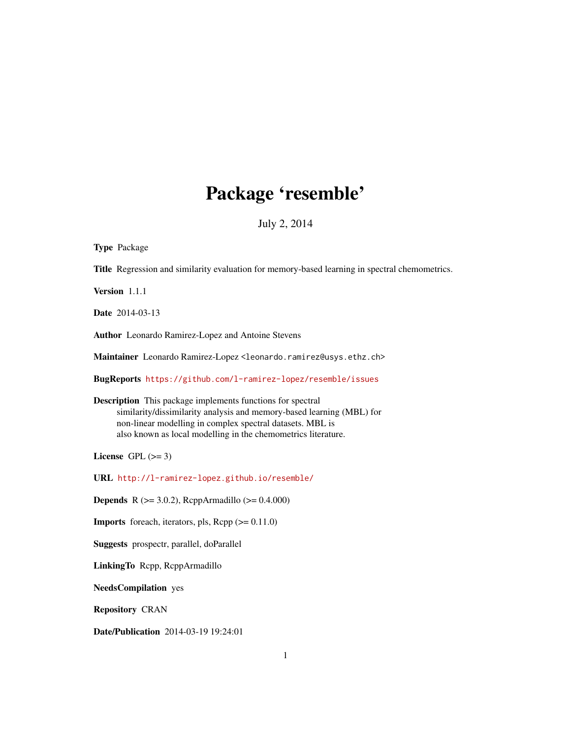# Package 'resemble'

July 2, 2014

**Type** Package

**Title** Regression and similarity evaluation for memory-based learning in spectral chemometrics.

**Version** 1.1.1

**Date** 2014-03-13

**Author** Leonardo Ramirez-Lopez and Antoine Stevens

**Maintainer** Leonardo Ramirez-Lopez <leonardo.ramirez@usys.ethz.ch>

**BugReports** https://github.com/l-ramirez-lopez/resemble/issues

**Description** This package implements functions for spectral similarity/dissimilarity analysis and memory-based learning (MBL) for non-linear modelling in complex spectral datasets. MBL is also known as local modelling in the chemometrics literature.

**License** GPL (>= 3)

**URL** http://l-ramirez-lopez.github.io/resemble/

**Depends** R (>= 3.0.2), RcppArmadillo (>= 0.4.000)

**Imports** foreach, iterators, pls, Rcpp (>= 0.11.0)

**Suggests** prospectr, parallel, doParallel

**LinkingTo** Rcpp, RcppArmadillo

**NeedsCompilation** yes

**Repository** CRAN

**Date/Publication** 2014-03-19 19:24:01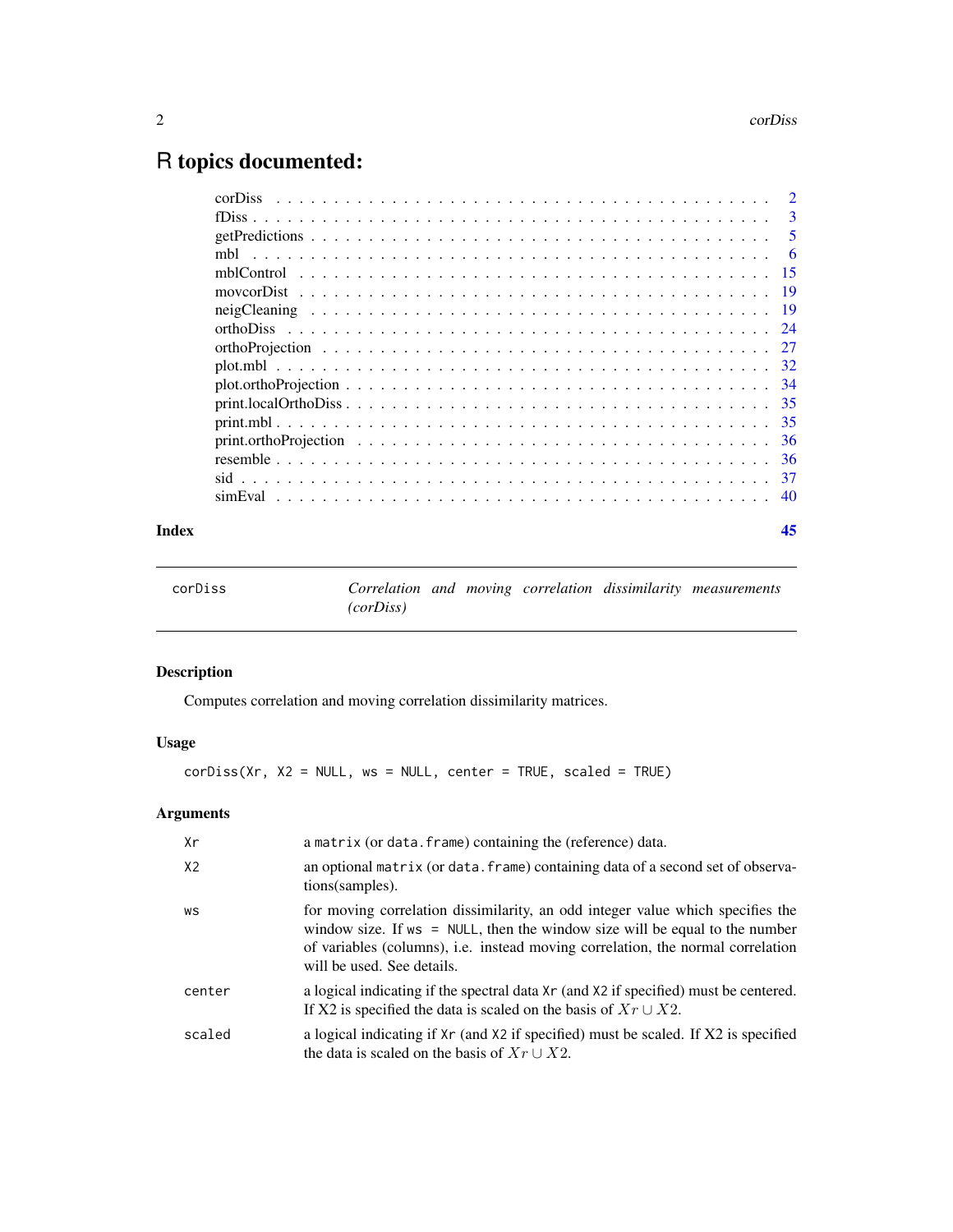# R topics documented:

| | |
|---|---|
| corDiss | 2 |
| fDiss | 3 |
| getPredictions | 5 |
| mbl | 6 |
| mblControl | 15 |
| movcorDist | 19 |
| neigCleaning | 19 |
| orthoDiss | 24 |
| orthoProjection | 27 |
| plot.mbl | 32 |
| plot.orthoProjection | 34 |
| print.localOrthoDiss | 35 |
| print.mbl | 35 |
| print.orthoProjection | 36 |
| resemble | 36 |
| sid | 37 |
| simEval | 40 |

**Index** **45**

---

corDiss — *Correlation and moving correlation dissimilarity measurements (corDiss)*

---

## Description

Computes correlation and moving correlation dissimilarity matrices.

## Usage

```
corDiss(Xr, X2 = NULL, ws = NULL, center = TRUE, scaled = TRUE)
```

## Arguments

| | |
|---|---|
| Xr | a `matrix` (or `data.frame`) containing the (reference) data. |
| X2 | an optional `matrix` (or `data.frame`) containing data of a second set of observations(samples). |
| ws | for moving correlation dissimilarity, an odd integer value which specifies the window size. If `ws = NULL`, then the window size will be equal to the number of variables (columns), i.e. instead moving correlation, the normal correlation will be used. See details. |
| center | a logical indicating if the spectral data `Xr` (and `X2` if specified) must be centered. If X2 is specified the data is scaled on the basis of $Xr \cup X2$. |
| scaled | a logical indicating if `Xr` (and `X2` if specified) must be scaled. If X2 is specified the data is scaled on the basis of $Xr \cup X2$. |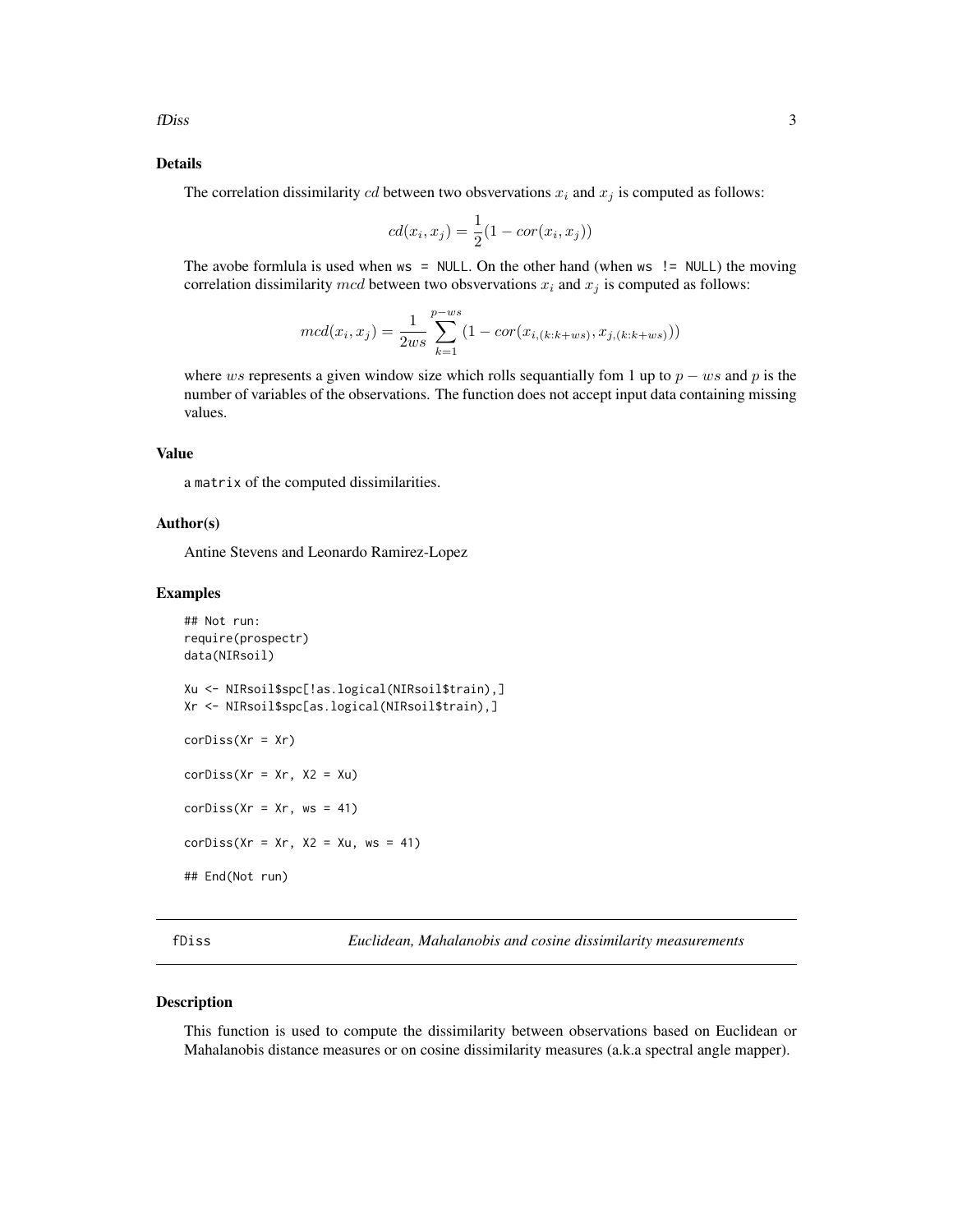### Details

The correlation dissimilarity $cd$ between two obsvervations $x_i$ and $x_j$ is computed as follows:

$$cd(x_i, x_j) = \frac{1}{2}(1 - cor(x_i, x_j))$$

The avobe formlula is used when `ws = NULL`. On the other hand (when `ws != NULL`) the moving correlation dissimilarity $mcd$ between two obsvervations $x_i$ and $x_j$ is computed as follows:

$$mcd(x_i, x_j) = \frac{1}{2ws}\sum_{k=1}^{p-ws}(1 - cor(x_{i,(k:k+ws)}, x_{j,(k:k+ws)}))$$

where $ws$ represents a given window size which rolls sequantially fom 1 up to $p - ws$ and $p$ is the number of variables of the observations. The function does not accept input data containing missing values.

### Value

a `matrix` of the computed dissimilarities.

### Author(s)

Antine Stevens and Leonardo Ramirez-Lopez

### Examples

```
## Not run:
require(prospectr)
data(NIRsoil)

Xu <- NIRsoil$spc[!as.logical(NIRsoil$train),]
Xr <- NIRsoil$spc[as.logical(NIRsoil$train),]

corDiss(Xr = Xr)

corDiss(Xr = Xr, X2 = Xu)

corDiss(Xr = Xr, ws = 41)

corDiss(Xr = Xr, X2 = Xu, ws = 41)

## End(Not run)
```

---

## fDiss — *Euclidean, Mahalanobis and cosine dissimilarity measurements*

### Description

This function is used to compute the dissimilarity between observations based on Euclidean or Mahalanobis distance measures or on cosine dissimilarity measures (a.k.a spectral angle mapper).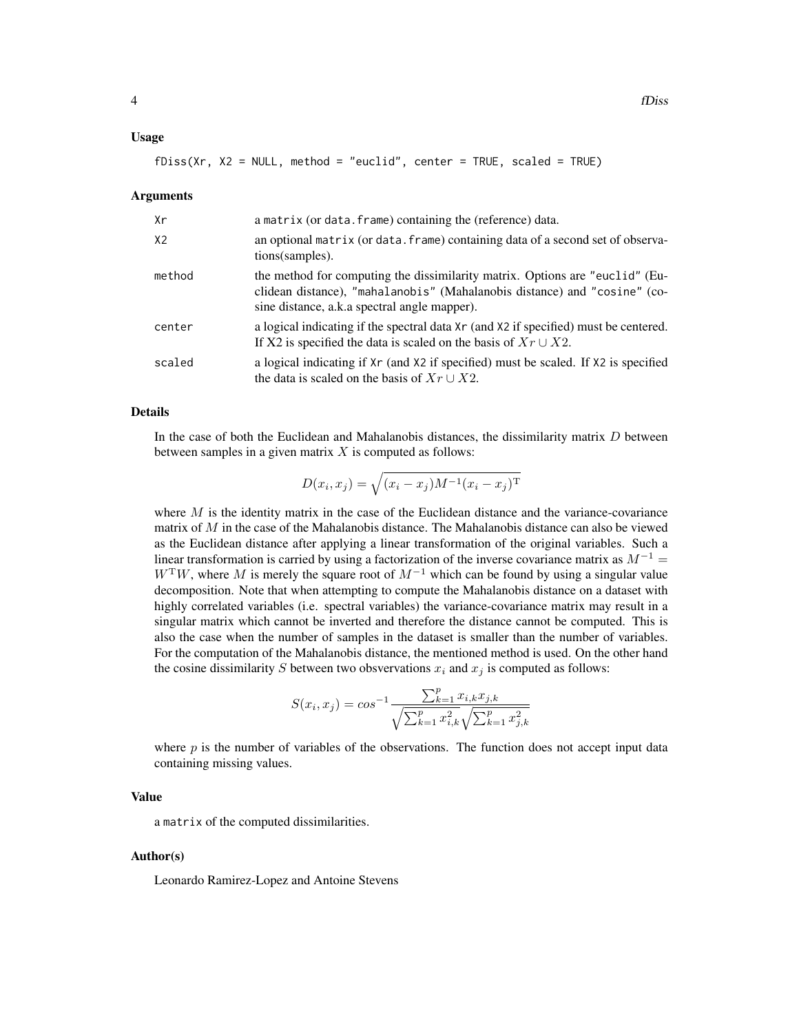### Usage

```
fDiss(Xr, X2 = NULL, method = "euclid", center = TRUE, scaled = TRUE)
```

### Arguments

| | |
|---|---|
| Xr | a matrix (or data.frame) containing the (reference) data. |
| X2 | an optional matrix (or data.frame) containing data of a second set of observations(samples). |
| method | the method for computing the dissimilarity matrix. Options are "euclid" (Euclidean distance), "mahalanobis" (Mahalanobis distance) and "cosine" (cosine distance, a.k.a spectral angle mapper). |
| center | a logical indicating if the spectral data Xr (and X2 if specified) must be centered. If X2 is specified the data is scaled on the basis of $Xr \cup X2$. |
| scaled | a logical indicating if Xr (and X2 if specified) must be scaled. If X2 is specified the data is scaled on the basis of $Xr \cup X2$. |

### Details

In the case of both the Euclidean and Mahalanobis distances, the dissimilarity matrix $D$ between between samples in a given matrix $X$ is computed as follows:

$$D(x_i, x_j) = \sqrt{(x_i - x_j)M^{-1}(x_i - x_j)^{\mathrm{T}}}$$

where $M$ is the identity matrix in the case of the Euclidean distance and the variance-covariance matrix of $M$ in the case of the Mahalanobis distance. The Mahalanobis distance can also be viewed as the Euclidean distance after applying a linear transformation of the original variables. Such a linear transformation is carried by using a factorization of the inverse covariance matrix as $M^{-1} = W^{\mathrm{T}}W$, where $M$ is merely the square root of $M^{-1}$ which can be found by using a singular value decomposition. Note that when attempting to compute the Mahalanobis distance on a dataset with highly correlated variables (i.e. spectral variables) the variance-covariance matrix may result in a singular matrix which cannot be inverted and therefore the distance cannot be computed. This is also the case when the number of samples in the dataset is smaller than the number of variables. For the computation of the Mahalanobis distance, the mentioned method is used. On the other hand the cosine dissimilarity $S$ between two obsvervations $x_i$ and $x_j$ is computed as follows:

$$S(x_i, x_j) = cos^{-1}\frac{\sum_{k=1}^{p} x_{i,k}x_{j,k}}{\sqrt{\sum_{k=1}^{p} x_{i,k}^2}\sqrt{\sum_{k=1}^{p} x_{j,k}^2}}$$

where $p$ is the number of variables of the observations. The function does not accept input data containing missing values.

### Value

a matrix of the computed dissimilarities.

### Author(s)

Leonardo Ramirez-Lopez and Antoine Stevens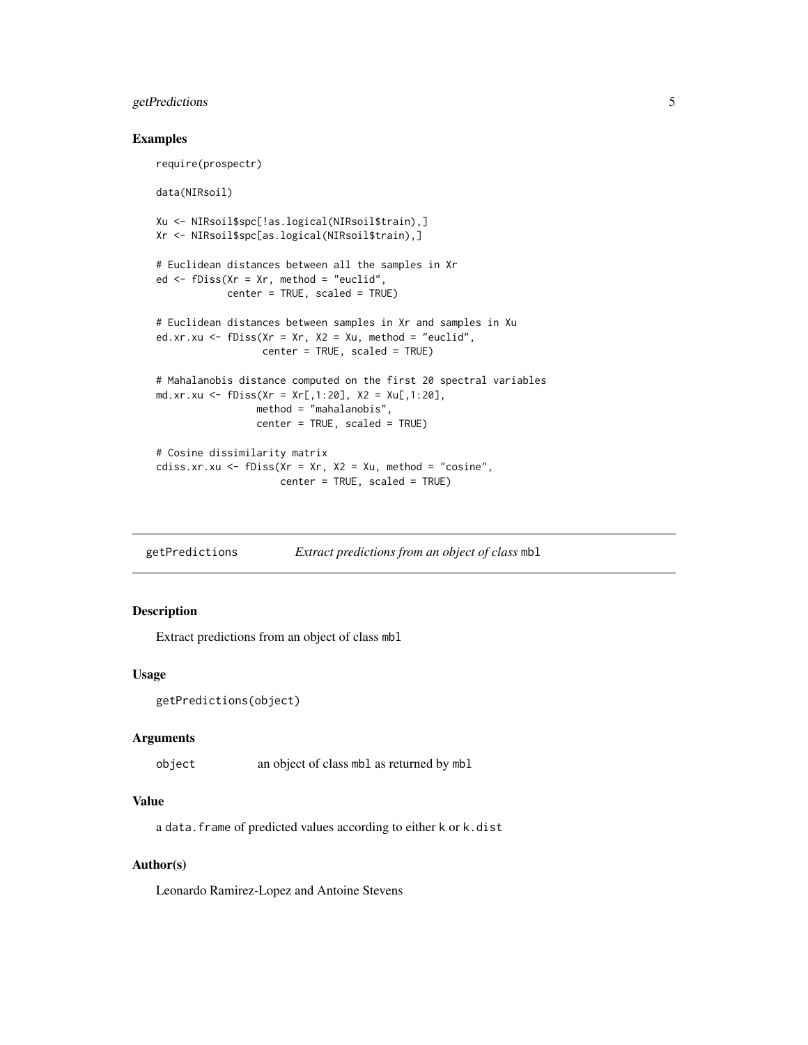## Examples

```
require(prospectr)

data(NIRsoil)

Xu <- NIRsoil$spc[!as.logical(NIRsoil$train),]
Xr <- NIRsoil$spc[as.logical(NIRsoil$train),]

# Euclidean distances between all the samples in Xr
ed <- fDiss(Xr = Xr, method = "euclid",
            center = TRUE, scaled = TRUE)

# Euclidean distances between samples in Xr and samples in Xu
ed.xr.xu <- fDiss(Xr = Xr, X2 = Xu, method = "euclid",
                  center = TRUE, scaled = TRUE)

# Mahalanobis distance computed on the first 20 spectral variables
md.xr.xu <- fDiss(Xr = Xr[,1:20], X2 = Xu[,1:20],
                 method = "mahalanobis",
                 center = TRUE, scaled = TRUE)

# Cosine dissimilarity matrix
cdiss.xr.xu <- fDiss(Xr = Xr, X2 = Xu, method = "cosine",
                     center = TRUE, scaled = TRUE)
```

# getPredictions — *Extract predictions from an object of class* `mbl`

## Description

Extract predictions from an object of class `mbl`

## Usage

```
getPredictions(object)
```

## Arguments

object — an object of class `mbl` as returned by `mbl`

## Value

a `data.frame` of predicted values according to either `k` or `k.dist`

## Author(s)

Leonardo Ramirez-Lopez and Antoine Stevens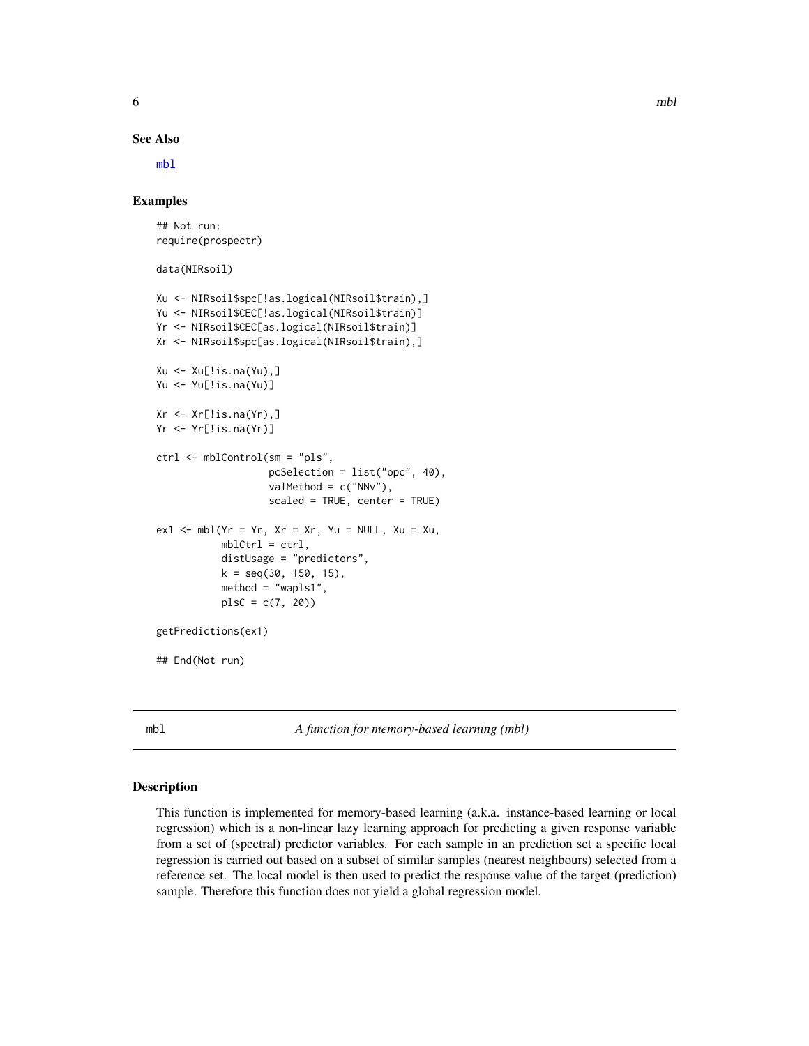## See Also

mbl

## Examples

```
## Not run:
require(prospectr)

data(NIRsoil)

Xu <- NIRsoil$spc[!as.logical(NIRsoil$train),]
Yu <- NIRsoil$CEC[!as.logical(NIRsoil$train)]
Yr <- NIRsoil$CEC[as.logical(NIRsoil$train)]
Xr <- NIRsoil$spc[as.logical(NIRsoil$train),]

Xu <- Xu[!is.na(Yu),]
Yu <- Yu[!is.na(Yu)]

Xr <- Xr[!is.na(Yr),]
Yr <- Yr[!is.na(Yr)]

ctrl <- mblControl(sm = "pls",
                   pcSelection = list("opc", 40),
                   valMethod = c("NNv"),
                   scaled = TRUE, center = TRUE)

ex1 <- mbl(Yr = Yr, Xr = Xr, Yu = NULL, Xu = Xu,
           mblCtrl = ctrl,
           distUsage = "predictors",
           k = seq(30, 150, 15),
           method = "wapls1",
           plsC = c(7, 20))

getPredictions(ex1)

## End(Not run)
```

---

mbl *A function for memory-based learning (mbl)*

---

## Description

This function is implemented for memory-based learning (a.k.a. instance-based learning or local regression) which is a non-linear lazy learning approach for predicting a given response variable from a set of (spectral) predictor variables. For each sample in an prediction set a specific local regression is carried out based on a subset of similar samples (nearest neighbours) selected from a reference set. The local model is then used to predict the response value of the target (prediction) sample. Therefore this function does not yield a global regression model.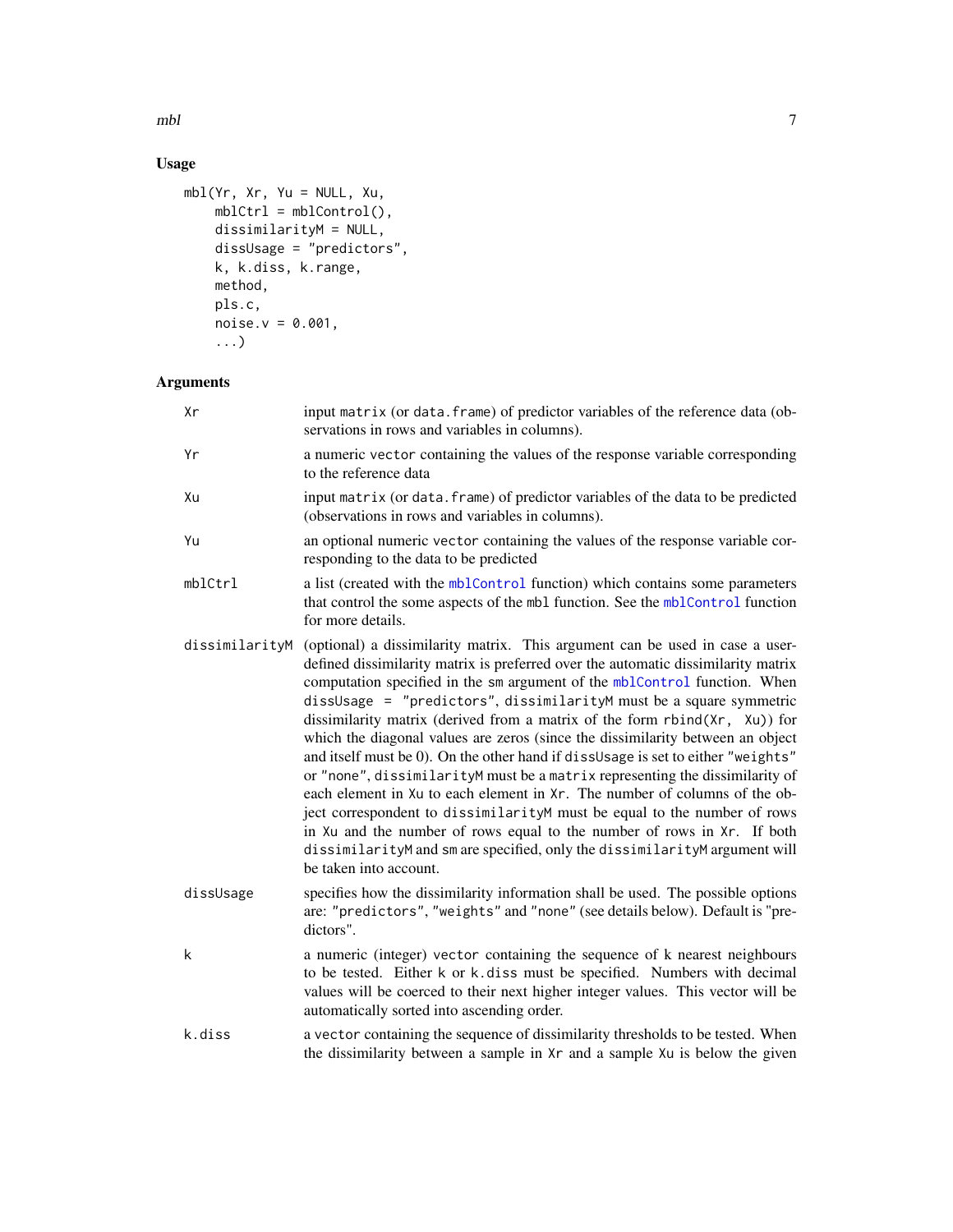## Usage

```
mbl(Yr, Xr, Yu = NULL, Xu,
    mblCtrl = mblControl(),
    dissimilarityM = NULL,
    dissUsage = "predictors",
    k, k.diss, k.range,
    method,
    pls.c,
    noise.v = 0.001,
    ...)
```

## Arguments

| | |
|---|---|
| `Xr` | input `matrix` (or `data.frame`) of predictor variables of the reference data (observations in rows and variables in columns). |
| `Yr` | a numeric `vector` containing the values of the response variable corresponding to the reference data |
| `Xu` | input `matrix` (or `data.frame`) of predictor variables of the data to be predicted (observations in rows and variables in columns). |
| `Yu` | an optional numeric `vector` containing the values of the response variable corresponding to the data to be predicted |
| `mblCtrl` | a list (created with the `mblControl` function) which contains some parameters that control the some aspects of the `mbl` function. See the `mblControl` function for more details. |
| `dissimilarityM` | (optional) a dissimilarity matrix. This argument can be used in case a user-defined dissimilarity matrix is preferred over the automatic dissimilarity matrix computation specified in the `sm` argument of the `mblControl` function. When `dissUsage = "predictors"`, `dissimilarityM` must be a square symmetric dissimilarity matrix (derived from a matrix of the form `rbind(Xr, Xu)`) for which the diagonal values are zeros (since the dissimilarity between an object and itself must be 0). On the other hand if `dissUsage` is set to either `"weights"` or `"none"`, `dissimilarityM` must be a `matrix` representing the dissimilarity of each element in `Xu` to each element in `Xr`. The number of columns of the object correspondent to `dissimilarityM` must be equal to the number of rows in `Xu` and the number of rows equal to the number of rows in `Xr`. If both `dissimilarityM` and `sm` are specified, only the `dissimilarityM` argument will be taken into account. |
| `dissUsage` | specifies how the dissimilarity information shall be used. The possible options are: `"predictors"`, `"weights"` and `"none"` (see details below). Default is "predictors". |
| `k` | a numeric (integer) `vector` containing the sequence of k nearest neighbours to be tested. Either `k` or `k.diss` must be specified. Numbers with decimal values will be coerced to their next higher integer values. This vector will be automatically sorted into ascending order. |
| `k.diss` | a `vector` containing the sequence of dissimilarity thresholds to be tested. When the dissimilarity between a sample in `Xr` and a sample `Xu` is below the given |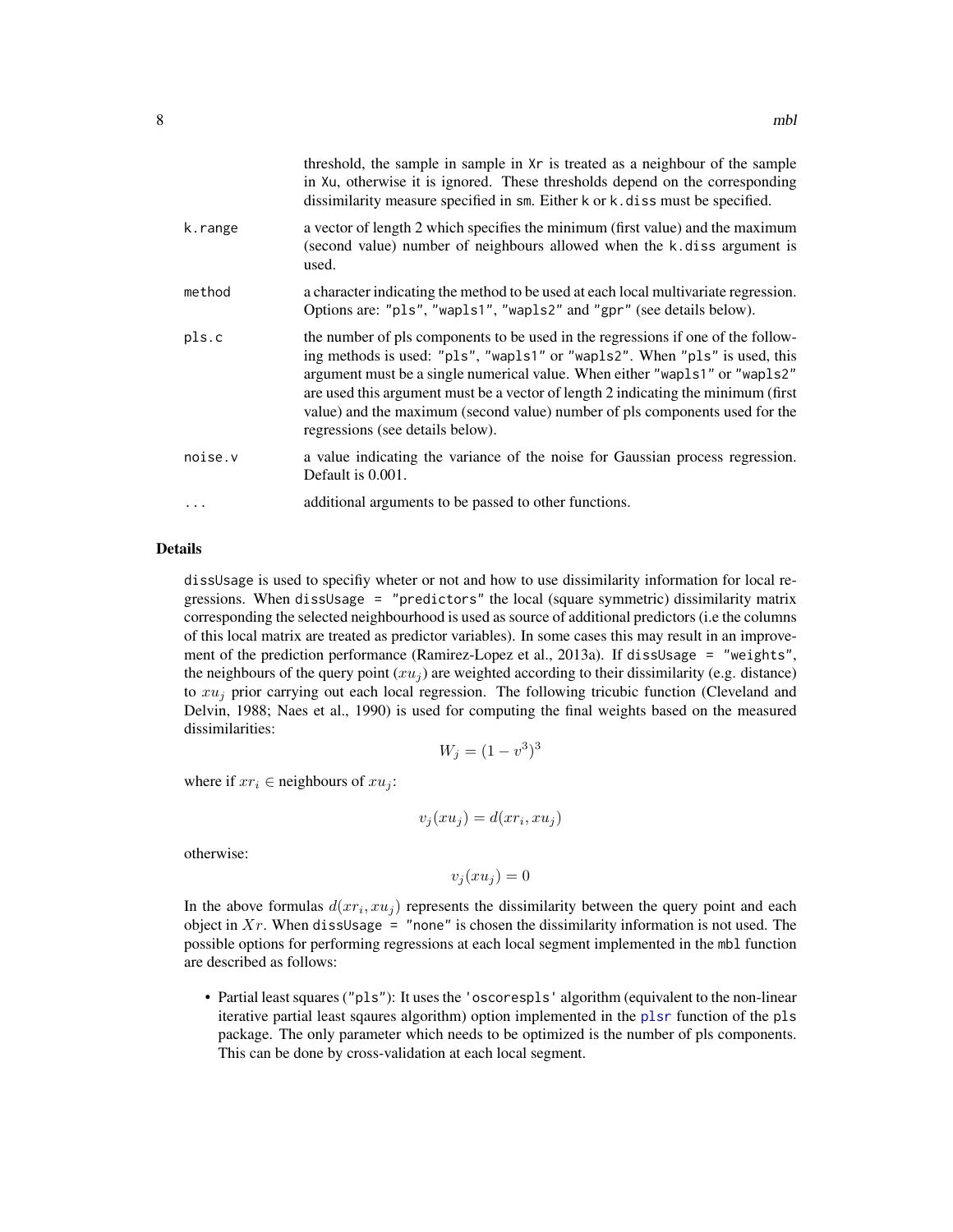threshold, the sample in sample in `Xr` is treated as a neighbour of the sample in `Xu`, otherwise it is ignored. These thresholds depend on the corresponding dissimilarity measure specified in `sm`. Either `k` or `k.diss` must be specified.

| | |
|---|---|
| `k.range` | a vector of length 2 which specifies the minimum (first value) and the maximum (second value) number of neighbours allowed when the `k.diss` argument is used. |
| `method` | a character indicating the method to be used at each local multivariate regression. Options are: `"pls"`, `"wapls1"`, `"wapls2"` and `"gpr"` (see details below). |
| `pls.c` | the number of pls components to be used in the regressions if one of the following methods is used: `"pls"`, `"wapls1"` or `"wapls2"`. When `"pls"` is used, this argument must be a single numerical value. When either `"wapls1"` or `"wapls2"` are used this argument must be a vector of length 2 indicating the minimum (first value) and the maximum (second value) number of pls components used for the regressions (see details below). |
| `noise.v` | a value indicating the variance of the noise for Gaussian process regression. Default is 0.001. |
| `...` | additional arguments to be passed to other functions. |

## Details

`dissUsage` is used to specifiy wheter or not and how to use dissimilarity information for local regressions. When `dissUsage = "predictors"` the local (square symmetric) dissimilarity matrix corresponding the selected neighbourhood is used as source of additional predictors (i.e the columns of this local matrix are treated as predictor variables). In some cases this may result in an improvement of the prediction performance (Ramirez-Lopez et al., 2013a). If `dissUsage = "weights"`, the neighbours of the query point ($xu_j$) are weighted according to their dissimilarity (e.g. distance) to $xu_j$ prior carrying out each local regression. The following tricubic function (Cleveland and Delvin, 1988; Naes et al., 1990) is used for computing the final weights based on the measured dissimilarities:

$$W_j = (1 - v^3)^3$$

where if $xr_i \in$ neighbours of $xu_j$:

$$v_j(xu_j) = d(xr_i, xu_j)$$

otherwise:

$$v_j(xu_j) = 0$$

In the above formulas $d(xr_i, xu_j)$ represents the dissimilarity between the query point and each object in $Xr$. When `dissUsage = "none"` is chosen the dissimilarity information is not used. The possible options for performing regressions at each local segment implemented in the `mbl` function are described as follows:

- Partial least squares (`"pls"`): It uses the `'oscorespls'` algorithm (equivalent to the non-linear iterative partial least sqaures algorithm) option implemented in the `plsr` function of the `pls` package. The only parameter which needs to be optimized is the number of pls components. This can be done by cross-validation at each local segment.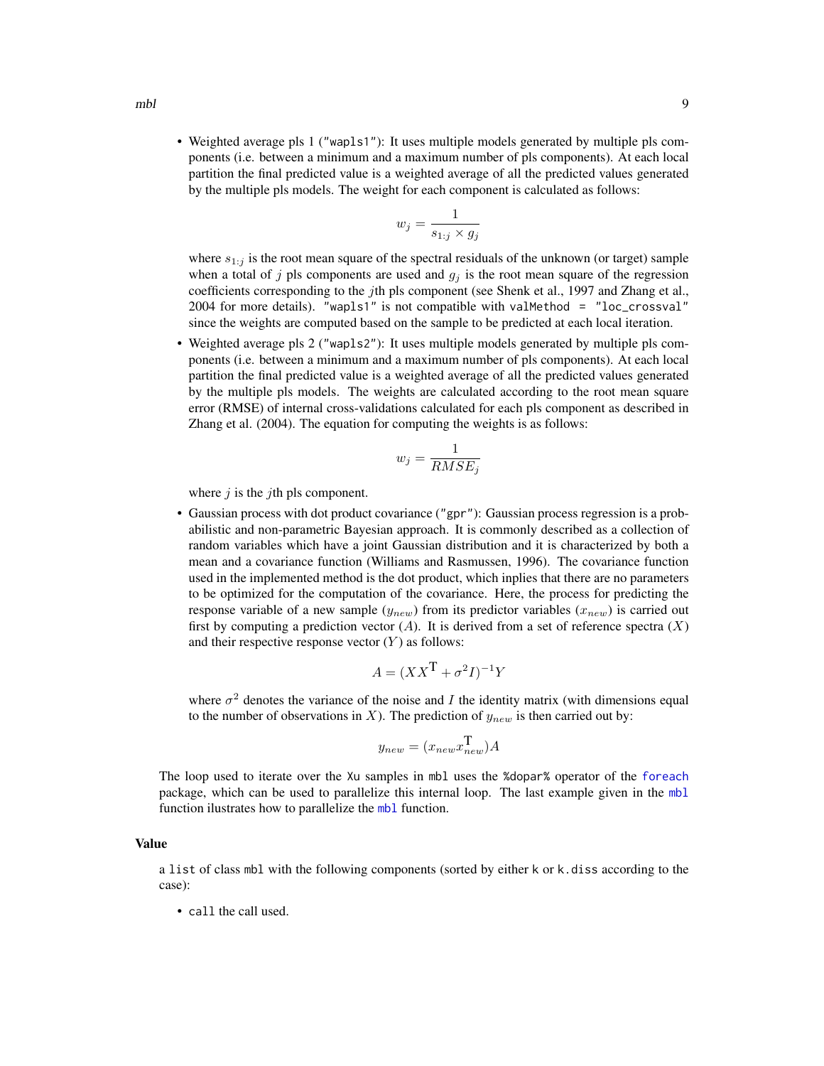- Weighted average pls 1 ("wapls1"): It uses multiple models generated by multiple pls components (i.e. between a minimum and a maximum number of pls components). At each local partition the final predicted value is a weighted average of all the predicted values generated by the multiple pls models. The weight for each component is calculated as follows:

$$w_j = \frac{1}{s_{1:j} \times g_j}$$

where $s_{1:j}$ is the root mean square of the spectral residuals of the unknown (or target) sample when a total of $j$ pls components are used and $g_j$ is the root mean square of the regression coefficients corresponding to the $j$th pls component (see Shenk et al., 1997 and Zhang et al., 2004 for more details). "wapls1" is not compatible with `valMethod = "loc_crossval"` since the weights are computed based on the sample to be predicted at each local iteration.

- Weighted average pls 2 ("wapls2"): It uses multiple models generated by multiple pls components (i.e. between a minimum and a maximum number of pls components). At each local partition the final predicted value is a weighted average of all the predicted values generated by the multiple pls models. The weights are calculated according to the root mean square error (RMSE) of internal cross-validations calculated for each pls component as described in Zhang et al. (2004). The equation for computing the weights is as follows:

$$w_j = \frac{1}{RMSE_j}$$

where $j$ is the $j$th pls component.

- Gaussian process with dot product covariance ("gpr"): Gaussian process regression is a probabilistic and non-parametric Bayesian approach. It is commonly described as a collection of random variables which have a joint Gaussian distribution and it is characterized by both a mean and a covariance function (Williams and Rasmussen, 1996). The covariance function used in the implemented method is the dot product, which inplies that there are no parameters to be optimized for the computation of the covariance. Here, the process for predicting the response variable of a new sample ($y_{new}$) from its predictor variables ($x_{new}$) is carried out first by computing a prediction vector ($A$). It is derived from a set of reference spectra ($X$) and their respective response vector ($Y$) as follows:

$$A = (XX^{\mathrm{T}} + \sigma^2 I)^{-1} Y$$

where $\sigma^2$ denotes the variance of the noise and $I$ the identity matrix (with dimensions equal to the number of observations in $X$). The prediction of $y_{new}$ is then carried out by:

$$y_{new} = (x_{new} x_{new}^{\mathrm{T}}) A$$

The loop used to iterate over the `Xu` samples in `mbl` uses the `%dopar%` operator of the foreach package, which can be used to parallelize this internal loop. The last example given in the mbl function ilustrates how to parallelize the mbl function.

## Value

a `list` of class `mbl` with the following components (sorted by either `k` or `k.diss` according to the case):

- `call` the call used.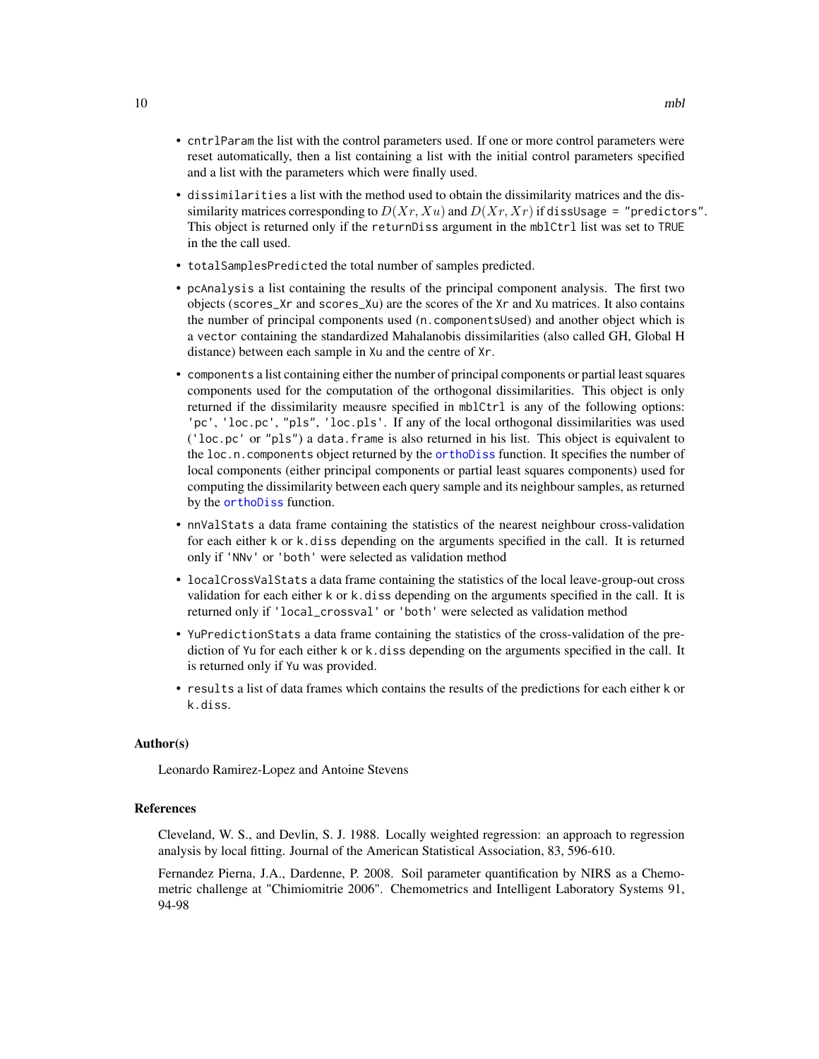- `cntrlParam` the list with the control parameters used. If one or more control parameters were reset automatically, then a list containing a list with the initial control parameters specified and a list with the parameters which were finally used.
- `dissimilarities` a list with the method used to obtain the dissimilarity matrices and the dissimilarity matrices corresponding to $D(Xr, Xu)$ and $D(Xr, Xr)$ if `dissUsage = "predictors"`. This object is returned only if the `returnDiss` argument in the `mblCtrl` list was set to `TRUE` in the the call used.
- `totalSamplesPredicted` the total number of samples predicted.
- `pcAnalysis` a list containing the results of the principal component analysis. The first two objects (`scores_Xr` and `scores_Xu`) are the scores of the `Xr` and `Xu` matrices. It also contains the number of principal components used (`n.componentsUsed`) and another object which is a `vector` containing the standardized Mahalanobis dissimilarities (also called GH, Global H distance) between each sample in `Xu` and the centre of `Xr`.
- `components` a list containing either the number of principal components or partial least squares components used for the computation of the orthogonal dissimilarities. This object is only returned if the dissimilarity meausre specified in `mblCtrl` is any of the following options: `'pc'`, `'loc.pc'`, `"pls"`, `'loc.pls'`. If any of the local orthogonal dissimilarities was used (`'loc.pc'` or `"pls"`) a `data.frame` is also returned in his list. This object is equivalent to the `loc.n.components` object returned by the `orthoDiss` function. It specifies the number of local components (either principal components or partial least squares components) used for computing the dissimilarity between each query sample and its neighbour samples, as returned by the `orthoDiss` function.
- `nnValStats` a data frame containing the statistics of the nearest neighbour cross-validation for each either `k` or `k.diss` depending on the arguments specified in the call. It is returned only if `'NNv'` or `'both'` were selected as validation method
- `localCrossValStats` a data frame containing the statistics of the local leave-group-out cross validation for each either `k` or `k.diss` depending on the arguments specified in the call. It is returned only if `'local_crossval'` or `'both'` were selected as validation method
- `YuPredictionStats` a data frame containing the statistics of the cross-validation of the prediction of `Yu` for each either `k` or `k.diss` depending on the arguments specified in the call. It is returned only if `Yu` was provided.
- `results` a list of data frames which contains the results of the predictions for each either `k` or `k.diss`.

### Author(s)

Leonardo Ramirez-Lopez and Antoine Stevens

### References

Cleveland, W. S., and Devlin, S. J. 1988. Locally weighted regression: an approach to regression analysis by local fitting. Journal of the American Statistical Association, 83, 596-610.

Fernandez Pierna, J.A., Dardenne, P. 2008. Soil parameter quantification by NIRS as a Chemometric challenge at "Chimiomitrie 2006". Chemometrics and Intelligent Laboratory Systems 91, 94-98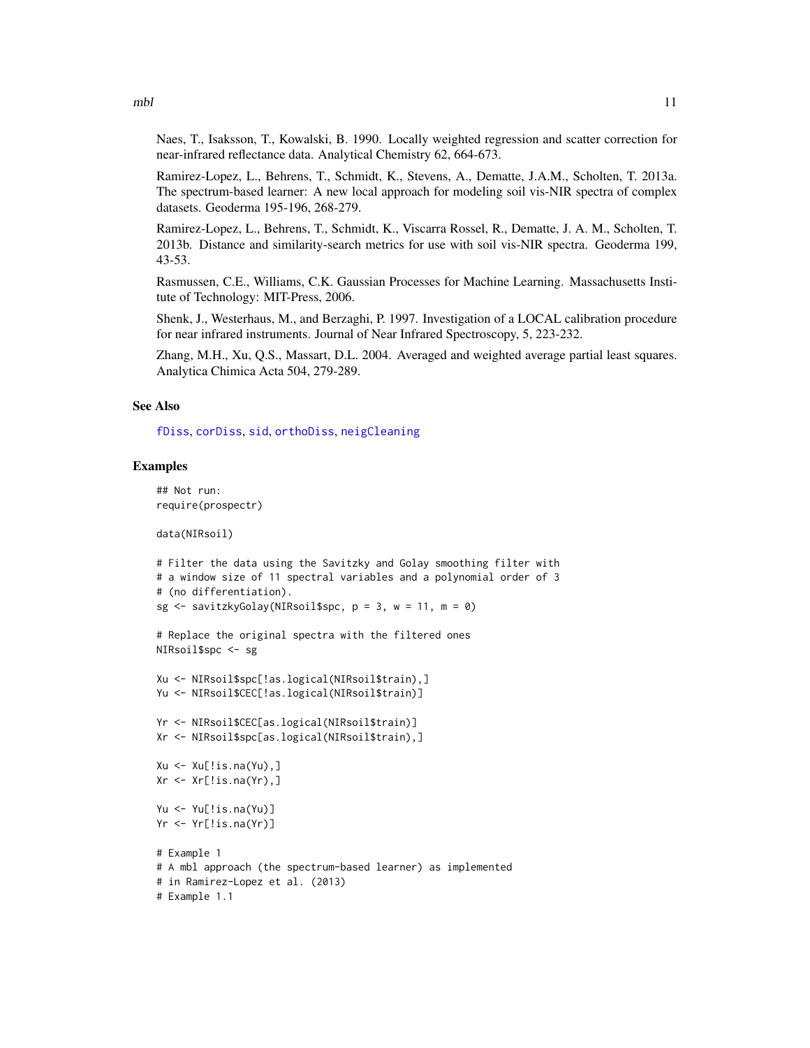Naes, T., Isaksson, T., Kowalski, B. 1990. Locally weighted regression and scatter correction for near-infrared reflectance data. Analytical Chemistry 62, 664-673.

Ramirez-Lopez, L., Behrens, T., Schmidt, K., Stevens, A., Dematte, J.A.M., Scholten, T. 2013a. The spectrum-based learner: A new local approach for modeling soil vis-NIR spectra of complex datasets. Geoderma 195-196, 268-279.

Ramirez-Lopez, L., Behrens, T., Schmidt, K., Viscarra Rossel, R., Dematte, J. A. M., Scholten, T. 2013b. Distance and similarity-search metrics for use with soil vis-NIR spectra. Geoderma 199, 43-53.

Rasmussen, C.E., Williams, C.K. Gaussian Processes for Machine Learning. Massachusetts Institute of Technology: MIT-Press, 2006.

Shenk, J., Westerhaus, M., and Berzaghi, P. 1997. Investigation of a LOCAL calibration procedure for near infrared instruments. Journal of Near Infrared Spectroscopy, 5, 223-232.

Zhang, M.H., Xu, Q.S., Massart, D.L. 2004. Averaged and weighted average partial least squares. Analytica Chimica Acta 504, 279-289.

### See Also

fDiss, corDiss, sid, orthoDiss, neigCleaning

### Examples

```
## Not run:
require(prospectr)

data(NIRsoil)

# Filter the data using the Savitzky and Golay smoothing filter with
# a window size of 11 spectral variables and a polynomial order of 3
# (no differentiation).
sg <- savitzkyGolay(NIRsoil$spc, p = 3, w = 11, m = 0)

# Replace the original spectra with the filtered ones
NIRsoil$spc <- sg

Xu <- NIRsoil$spc[!as.logical(NIRsoil$train),]
Yu <- NIRsoil$CEC[!as.logical(NIRsoil$train)]

Yr <- NIRsoil$CEC[as.logical(NIRsoil$train)]
Xr <- NIRsoil$spc[as.logical(NIRsoil$train),]

Xu <- Xu[!is.na(Yu),]
Xr <- Xr[!is.na(Yr),]

Yu <- Yu[!is.na(Yu)]
Yr <- Yr[!is.na(Yr)]

# Example 1
# A mbl approach (the spectrum-based learner) as implemented
# in Ramirez-Lopez et al. (2013)
# Example 1.1
```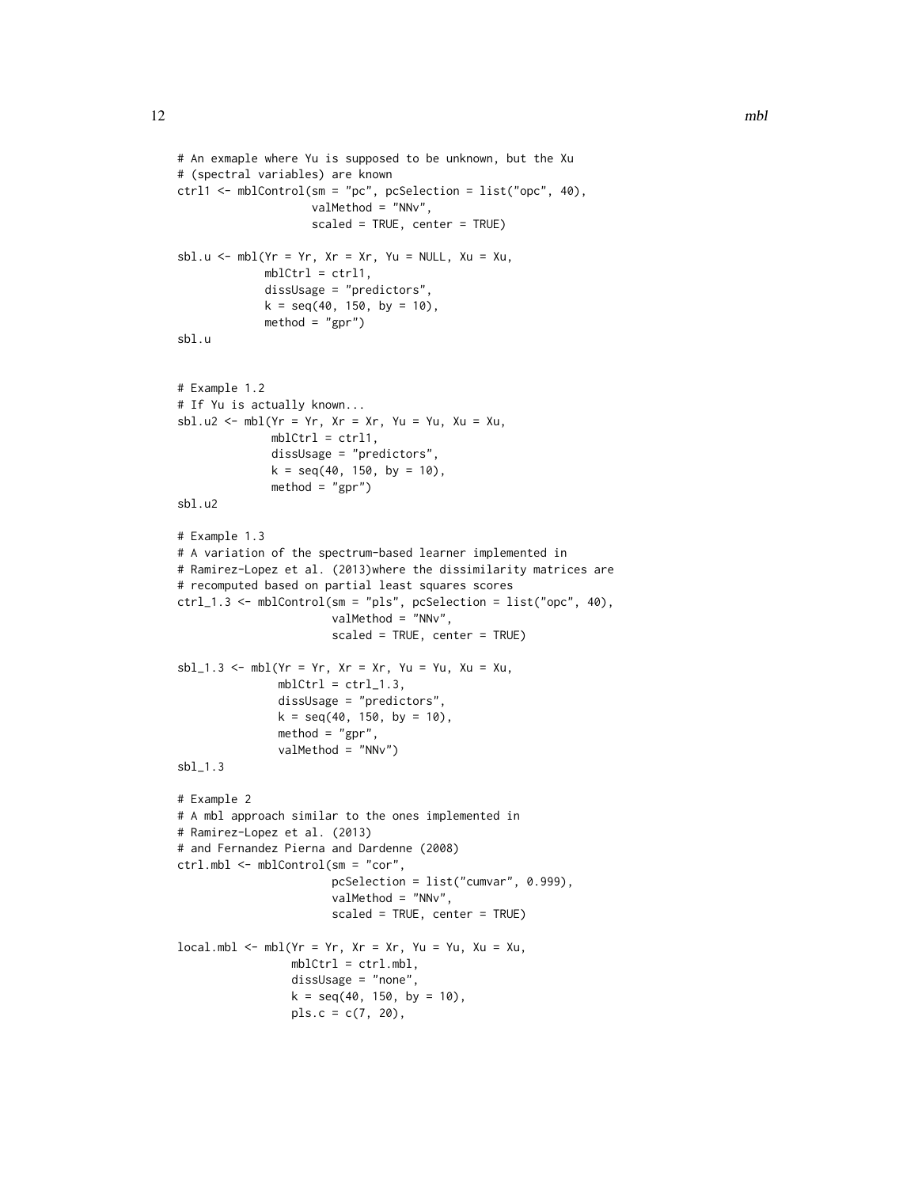```
# An exmaple where Yu is supposed to be unknown, but the Xu
# (spectral variables) are known
ctrl1 <- mblControl(sm = "pc", pcSelection = list("opc", 40),
                    valMethod = "NNv",
                    scaled = TRUE, center = TRUE)

sbl.u <- mbl(Yr = Yr, Xr = Xr, Yu = NULL, Xu = Xu,
             mblCtrl = ctrl1,
             dissUsage = "predictors",
             k = seq(40, 150, by = 10),
             method = "gpr")
sbl.u


# Example 1.2
# If Yu is actually known...
sbl.u2 <- mbl(Yr = Yr, Xr = Xr, Yu = Yu, Xu = Xu,
              mblCtrl = ctrl1,
              dissUsage = "predictors",
              k = seq(40, 150, by = 10),
              method = "gpr")
sbl.u2

# Example 1.3
# A variation of the spectrum-based learner implemented in
# Ramirez-Lopez et al. (2013)where the dissimilarity matrices are
# recomputed based on partial least squares scores
ctrl_1.3 <- mblControl(sm = "pls", pcSelection = list("opc", 40),
                       valMethod = "NNv",
                       scaled = TRUE, center = TRUE)

sbl_1.3 <- mbl(Yr = Yr, Xr = Xr, Yu = Yu, Xu = Xu,
               mblCtrl = ctrl_1.3,
               dissUsage = "predictors",
               k = seq(40, 150, by = 10),
               method = "gpr",
               valMethod = "NNv")
sbl_1.3

# Example 2
# A mbl approach similar to the ones implemented in
# Ramirez-Lopez et al. (2013)
# and Fernandez Pierna and Dardenne (2008)
ctrl.mbl <- mblControl(sm = "cor",
                       pcSelection = list("cumvar", 0.999),
                       valMethod = "NNv",
                       scaled = TRUE, center = TRUE)

local.mbl <- mbl(Yr = Yr, Xr = Xr, Yu = Yu, Xu = Xu,
                 mblCtrl = ctrl.mbl,
                 dissUsage = "none",
                 k = seq(40, 150, by = 10),
                 pls.c = c(7, 20),
```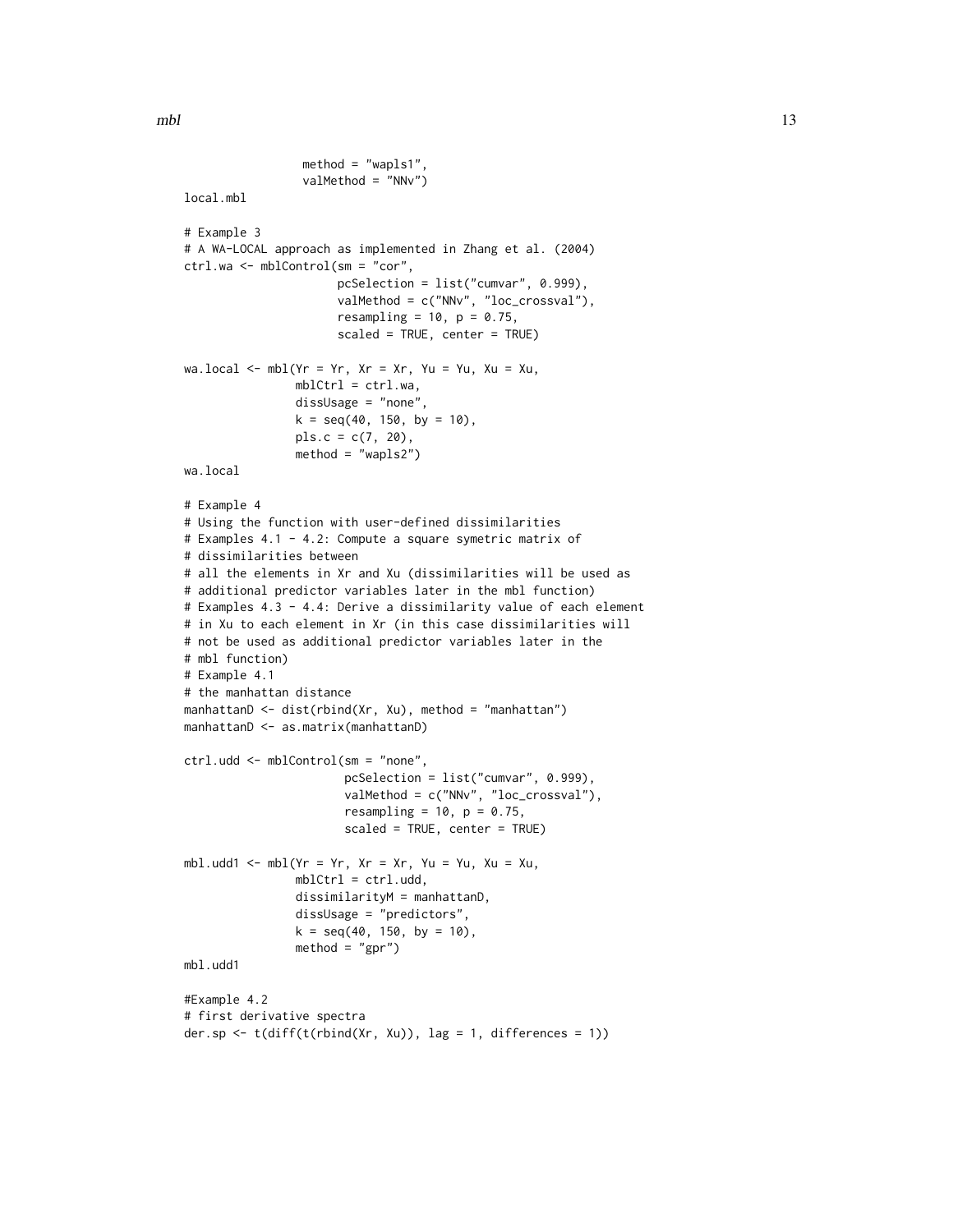```
                 method = "wapls1",
                 valMethod = "NNv")
local.mbl

# Example 3
# A WA-LOCAL approach as implemented in Zhang et al. (2004)
ctrl.wa <- mblControl(sm = "cor",
                      pcSelection = list("cumvar", 0.999),
                      valMethod = c("NNv", "loc_crossval"),
                      resampling = 10, p = 0.75,
                      scaled = TRUE, center = TRUE)

wa.local <- mbl(Yr = Yr, Xr = Xr, Yu = Yu, Xu = Xu,
                mblCtrl = ctrl.wa,
                dissUsage = "none",
                k = seq(40, 150, by = 10),
                pls.c = c(7, 20),
                method = "wapls2")
wa.local

# Example 4
# Using the function with user-defined dissimilarities
# Examples 4.1 - 4.2: Compute a square symetric matrix of
# dissimilarities between
# all the elements in Xr and Xu (dissimilarities will be used as
# additional predictor variables later in the mbl function)
# Examples 4.3 - 4.4: Derive a dissimilarity value of each element
# in Xu to each element in Xr (in this case dissimilarities will
# not be used as additional predictor variables later in the
# mbl function)
# Example 4.1
# the manhattan distance
manhattanD <- dist(rbind(Xr, Xu), method = "manhattan")
manhattanD <- as.matrix(manhattanD)

ctrl.udd <- mblControl(sm = "none",
                       pcSelection = list("cumvar", 0.999),
                       valMethod = c("NNv", "loc_crossval"),
                       resampling = 10, p = 0.75,
                       scaled = TRUE, center = TRUE)

mbl.udd1 <- mbl(Yr = Yr, Xr = Xr, Yu = Yu, Xu = Xu,
                mblCtrl = ctrl.udd,
                dissimilarityM = manhattanD,
                dissUsage = "predictors",
                k = seq(40, 150, by = 10),
                method = "gpr")
mbl.udd1

#Example 4.2
# first derivative spectra
der.sp <- t(diff(t(rbind(Xr, Xu)), lag = 1, differences = 1))
```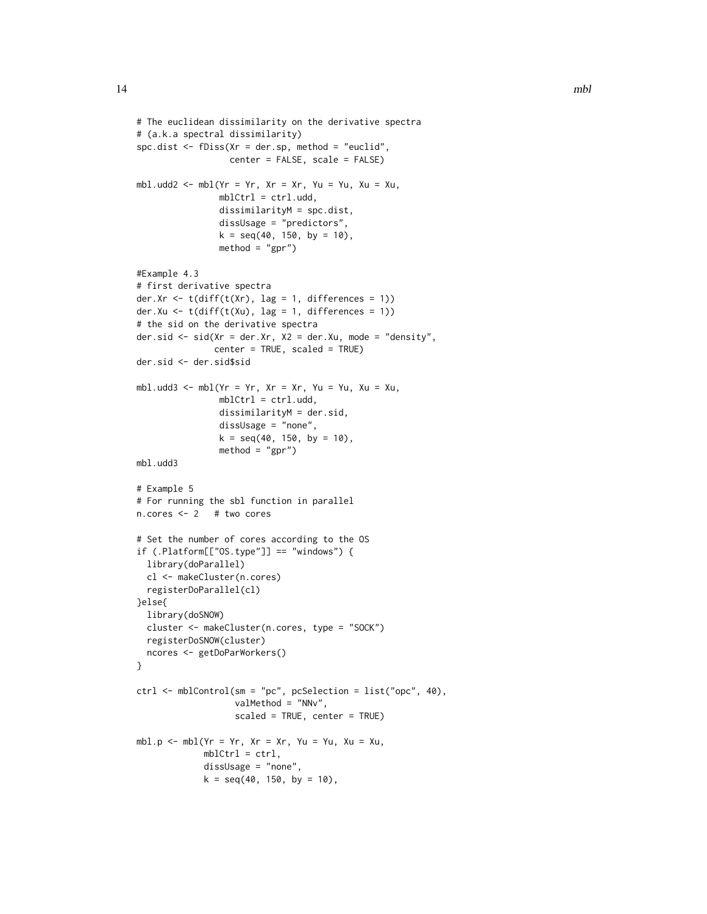```
# The euclidean dissimilarity on the derivative spectra
# (a.k.a spectral dissimilarity)
spc.dist <- fDiss(Xr = der.sp, method = "euclid",
                  center = FALSE, scale = FALSE)

mbl.udd2 <- mbl(Yr = Yr, Xr = Xr, Yu = Yu, Xu = Xu,
                mblCtrl = ctrl.udd,
                dissimilarityM = spc.dist,
                dissUsage = "predictors",
                k = seq(40, 150, by = 10),
                method = "gpr")

#Example 4.3
# first derivative spectra
der.Xr <- t(diff(t(Xr), lag = 1, differences = 1))
der.Xu <- t(diff(t(Xu), lag = 1, differences = 1))
# the sid on the derivative spectra
der.sid <- sid(Xr = der.Xr, X2 = der.Xu, mode = "density",
               center = TRUE, scaled = TRUE)
der.sid <- der.sid$sid

mbl.udd3 <- mbl(Yr = Yr, Xr = Xr, Yu = Yu, Xu = Xu,
                mblCtrl = ctrl.udd,
                dissimilarityM = der.sid,
                dissUsage = "none",
                k = seq(40, 150, by = 10),
                method = "gpr")
mbl.udd3

# Example 5
# For running the sbl function in parallel
n.cores <- 2   # two cores

# Set the number of cores according to the OS
if (.Platform[["OS.type"]] == "windows") {
  library(doParallel)
  cl <- makeCluster(n.cores)
  registerDoParallel(cl)
}else{
  library(doSNOW)
  cluster <- makeCluster(n.cores, type = "SOCK")
  registerDoSNOW(cluster)
  ncores <- getDoParWorkers()
}

ctrl <- mblControl(sm = "pc", pcSelection = list("opc", 40),
                   valMethod = "NNv",
                   scaled = TRUE, center = TRUE)

mbl.p <- mbl(Yr = Yr, Xr = Xr, Yu = Yu, Xu = Xu,
             mblCtrl = ctrl,
             dissUsage = "none",
             k = seq(40, 150, by = 10),
```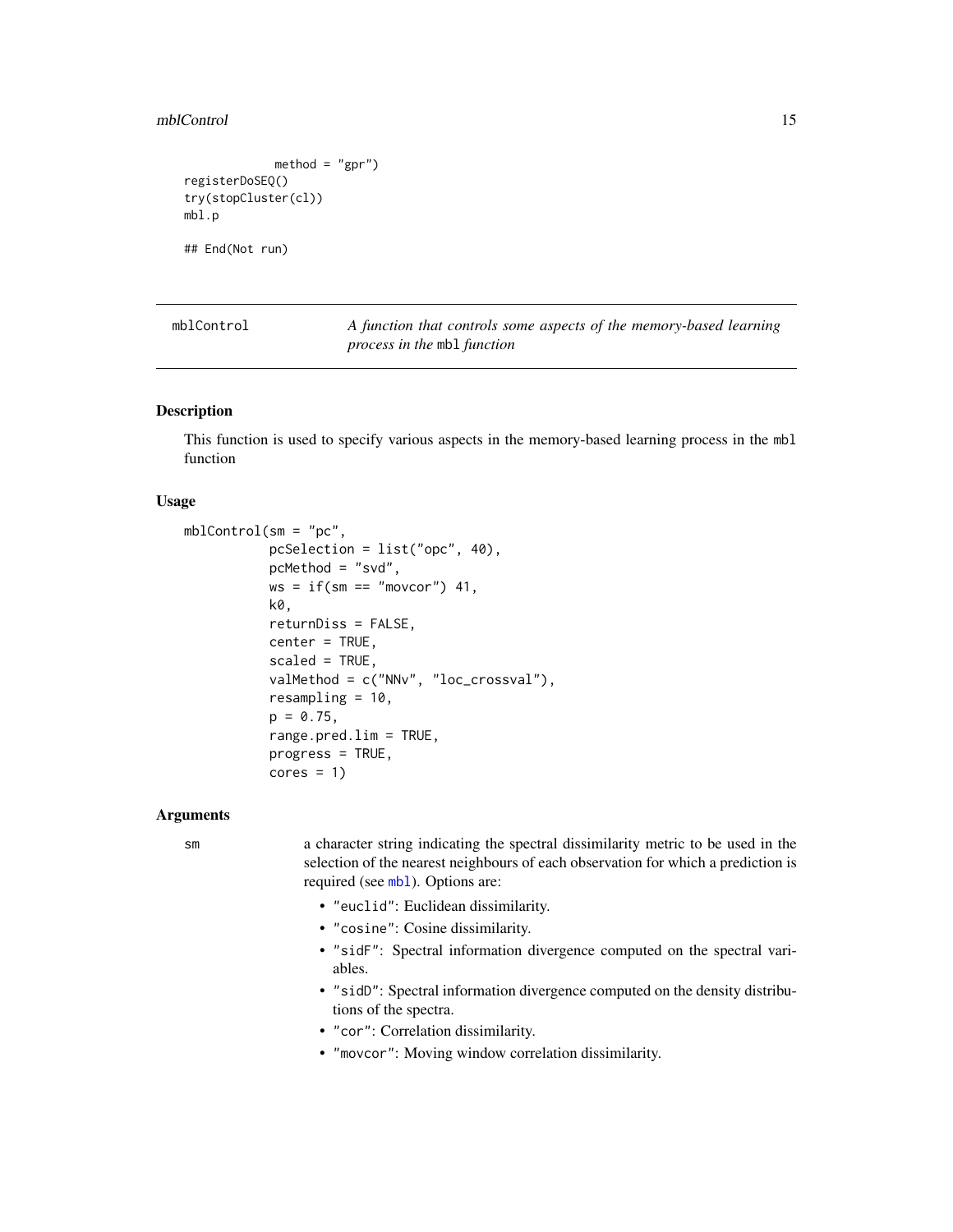```
             method = "gpr")
registerDoSEQ()
try(stopCluster(cl))
mbl.p

## End(Not run)
```

---

## mblControl — *A function that controls some aspects of the memory-based learning process in the* `mbl` *function*

### Description

This function is used to specify various aspects in the memory-based learning process in the `mbl` function

### Usage

```
mblControl(sm = "pc",
           pcSelection = list("opc", 40),
           pcMethod = "svd",
           ws = if(sm == "movcor") 41,
           k0,
           returnDiss = FALSE,
           center = TRUE,
           scaled = TRUE,
           valMethod = c("NNv", "loc_crossval"),
           resampling = 10,
           p = 0.75,
           range.pred.lim = TRUE,
           progress = TRUE,
           cores = 1)
```

### Arguments

`sm` — a character string indicating the spectral dissimilarity metric to be used in the selection of the nearest neighbours of each observation for which a prediction is required (see `mbl`). Options are:

- `"euclid"`: Euclidean dissimilarity.
- `"cosine"`: Cosine dissimilarity.
- `"sidF"`: Spectral information divergence computed on the spectral variables.
- `"sidD"`: Spectral information divergence computed on the density distributions of the spectra.
- `"cor"`: Correlation dissimilarity.
- `"movcor"`: Moving window correlation dissimilarity.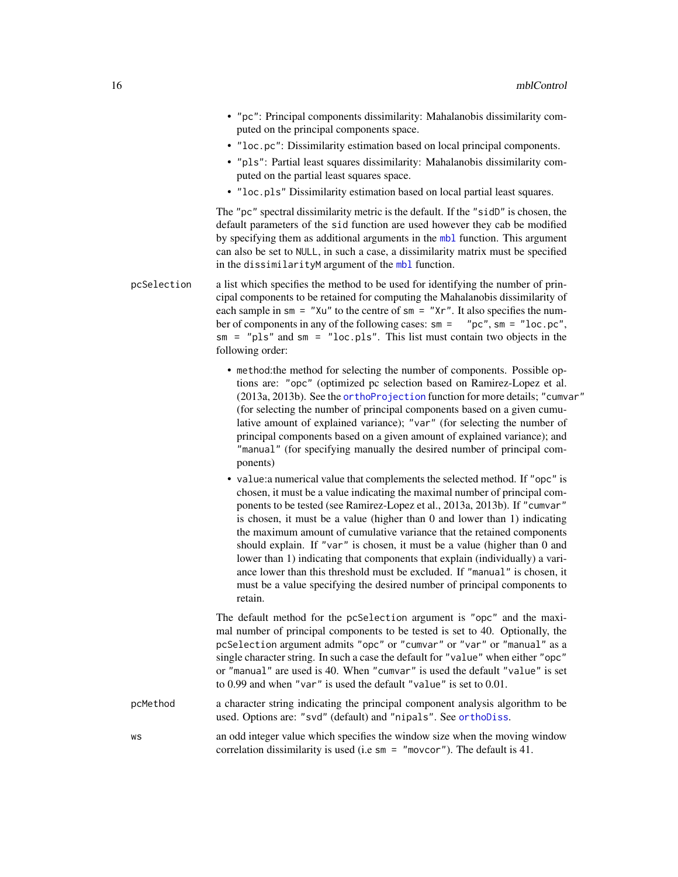- `"pc"`: Principal components dissimilarity: Mahalanobis dissimilarity computed on the principal components space.
- `"loc.pc"`: Dissimilarity estimation based on local principal components.
- `"pls"`: Partial least squares dissimilarity: Mahalanobis dissimilarity computed on the partial least squares space.
- `"loc.pls"` Dissimilarity estimation based on local partial least squares.

The `"pc"` spectral dissimilarity metric is the default. If the `"sidD"` is chosen, the default parameters of the `sid` function are used however they cab be modified by specifying them as additional arguments in the `mbl` function. This argument can also be set to `NULL`, in such a case, a dissimilarity matrix must be specified in the `dissimilarityM` argument of the `mbl` function.

`pcSelection` — a list which specifies the method to be used for identifying the number of principal components to be retained for computing the Mahalanobis dissimilarity of each sample in `sm = "Xu"` to the centre of `sm = "Xr"`. It also specifies the number of components in any of the following cases: `sm = "pc"`, `sm = "loc.pc"`, `sm = "pls"` and `sm = "loc.pls"`. This list must contain two objects in the following order:

- `method`:the method for selecting the number of components. Possible options are: `"opc"` (optimized pc selection based on Ramirez-Lopez et al. (2013a, 2013b). See the `orthoProjection` function for more details; `"cumvar"` (for selecting the number of principal components based on a given cumulative amount of explained variance); `"var"` (for selecting the number of principal components based on a given amount of explained variance); and `"manual"` (for specifying manually the desired number of principal components)
- `value`:a numerical value that complements the selected method. If `"opc"` is chosen, it must be a value indicating the maximal number of principal components to be tested (see Ramirez-Lopez et al., 2013a, 2013b). If `"cumvar"` is chosen, it must be a value (higher than 0 and lower than 1) indicating the maximum amount of cumulative variance that the retained components should explain. If `"var"` is chosen, it must be a value (higher than 0 and lower than 1) indicating that components that explain (individually) a variance lower than this threshold must be excluded. If `"manual"` is chosen, it must be a value specifying the desired number of principal components to retain.

The default method for the `pcSelection` argument is `"opc"` and the maximal number of principal components to be tested is set to 40. Optionally, the `pcSelection` argument admits `"opc"` or `"cumvar"` or `"var"` or `"manual"` as a single character string. In such a case the default for `"value"` when either `"opc"` or `"manual"` are used is 40. When `"cumvar"` is used the default `"value"` is set to 0.99 and when `"var"` is used the default `"value"` is set to 0.01.

`pcMethod` — a character string indicating the principal component analysis algorithm to be used. Options are: `"svd"` (default) and `"nipals"`. See `orthoDiss`.

`ws` — an odd integer value which specifies the window size when the moving window correlation dissimilarity is used (i.e `sm = "movcor"`). The default is 41.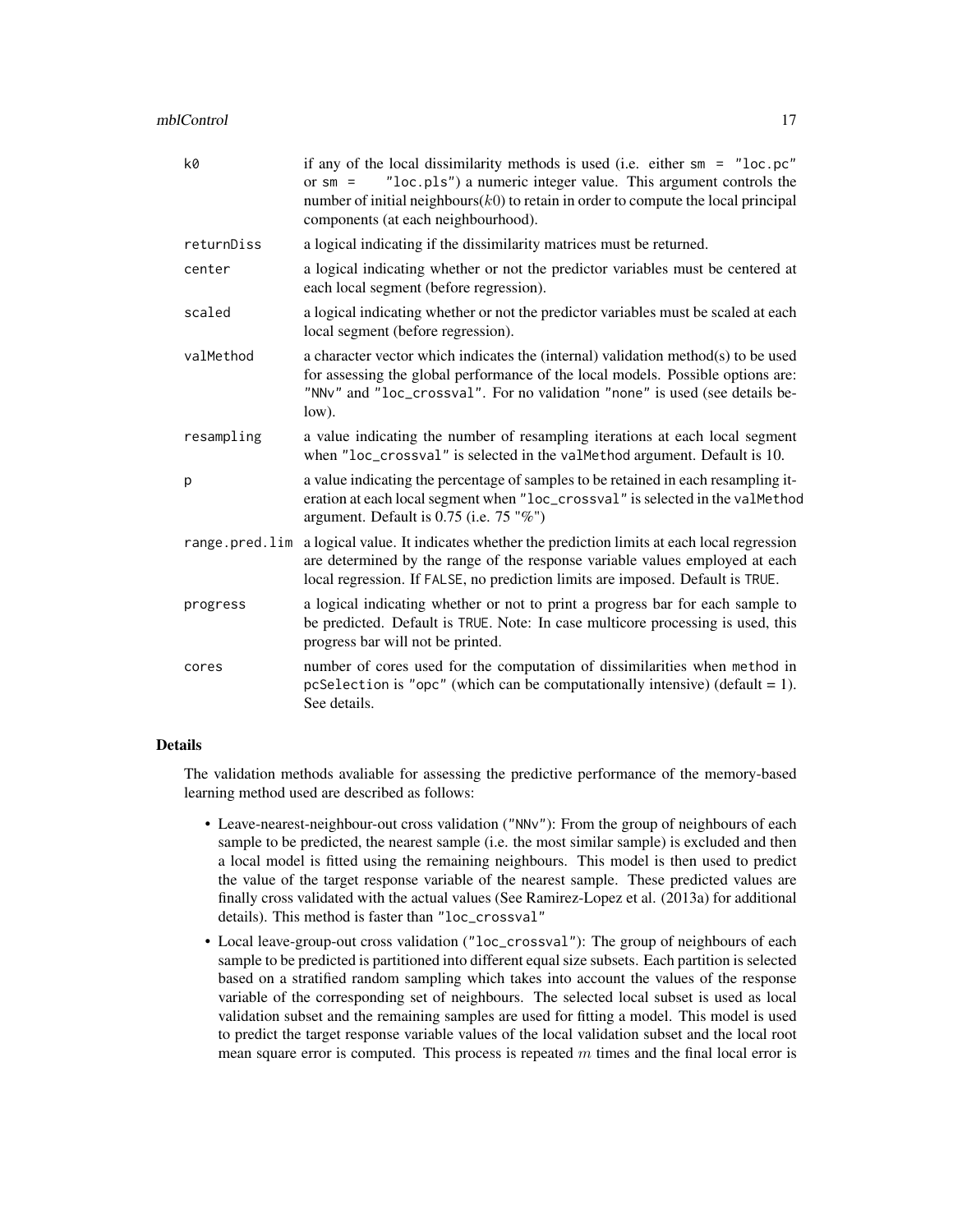| | |
|---|---|
| `k0` | if any of the local dissimilarity methods is used (i.e. either `sm = "loc.pc"` or `sm = "loc.pls"`) a numeric integer value. This argument controls the number of initial neighbours($k0$) to retain in order to compute the local principal components (at each neighbourhood). |
| `returnDiss` | a logical indicating if the dissimilarity matrices must be returned. |
| `center` | a logical indicating whether or not the predictor variables must be centered at each local segment (before regression). |
| `scaled` | a logical indicating whether or not the predictor variables must be scaled at each local segment (before regression). |
| `valMethod` | a character vector which indicates the (internal) validation method(s) to be used for assessing the global performance of the local models. Possible options are: `"NNv"` and `"loc_crossval"`. For no validation `"none"` is used (see details below). |
| `resampling` | a value indicating the number of resampling iterations at each local segment when `"loc_crossval"` is selected in the `valMethod` argument. Default is 10. |
| `p` | a value indicating the percentage of samples to be retained in each resampling iteration at each local segment when `"loc_crossval"` is selected in the `valMethod` argument. Default is 0.75 (i.e. 75 "%") |
| `range.pred.lim` | a logical value. It indicates whether the prediction limits at each local regression are determined by the range of the response variable values employed at each local regression. If `FALSE`, no prediction limits are imposed. Default is `TRUE`. |
| `progress` | a logical indicating whether or not to print a progress bar for each sample to be predicted. Default is `TRUE`. Note: In case multicore processing is used, this progress bar will not be printed. |
| `cores` | number of cores used for the computation of dissimilarities when `method` in `pcSelection` is `"opc"` (which can be computationally intensive) (default = 1). See details. |

## Details

The validation methods avaliable for assessing the predictive performance of the memory-based learning method used are described as follows:

- Leave-nearest-neighbour-out cross validation (`"NNv"`): From the group of neighbours of each sample to be predicted, the nearest sample (i.e. the most similar sample) is excluded and then a local model is fitted using the remaining neighbours. This model is then used to predict the value of the target response variable of the nearest sample. These predicted values are finally cross validated with the actual values (See Ramirez-Lopez et al. (2013a) for additional details). This method is faster than `"loc_crossval"`
- Local leave-group-out cross validation (`"loc_crossval"`): The group of neighbours of each sample to be predicted is partitioned into different equal size subsets. Each partition is selected based on a stratified random sampling which takes into account the values of the response variable of the corresponding set of neighbours. The selected local subset is used as local validation subset and the remaining samples are used for fitting a model. This model is used to predict the target response variable values of the local validation subset and the local root mean square error is computed. This process is repeated $m$ times and the final local error is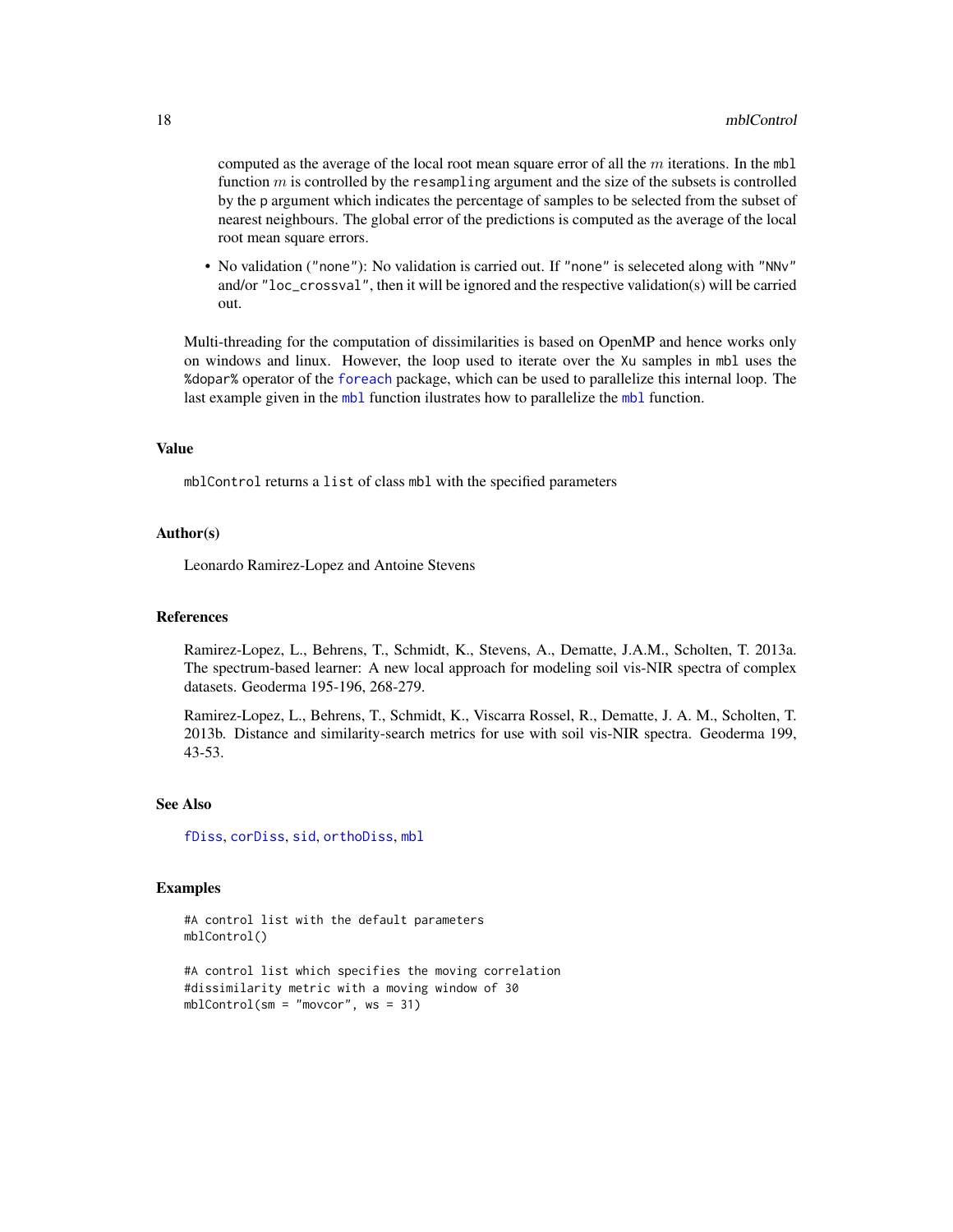computed as the average of the local root mean square error of all the $m$ iterations. In the mbl function $m$ is controlled by the resampling argument and the size of the subsets is controlled by the p argument which indicates the percentage of samples to be selected from the subset of nearest neighbours. The global error of the predictions is computed as the average of the local root mean square errors.

- No validation ("none"): No validation is carried out. If "none" is seleceted along with "NNv" and/or "loc_crossval", then it will be ignored and the respective validation(s) will be carried out.

Multi-threading for the computation of dissimilarities is based on OpenMP and hence works only on windows and linux. However, the loop used to iterate over the Xu samples in mbl uses the %dopar% operator of the foreach package, which can be used to parallelize this internal loop. The last example given in the mbl function ilustrates how to parallelize the mbl function.

## Value

mblControl returns a list of class mbl with the specified parameters

## Author(s)

Leonardo Ramirez-Lopez and Antoine Stevens

## References

Ramirez-Lopez, L., Behrens, T., Schmidt, K., Stevens, A., Dematte, J.A.M., Scholten, T. 2013a. The spectrum-based learner: A new local approach for modeling soil vis-NIR spectra of complex datasets. Geoderma 195-196, 268-279.

Ramirez-Lopez, L., Behrens, T., Schmidt, K., Viscarra Rossel, R., Dematte, J. A. M., Scholten, T. 2013b. Distance and similarity-search metrics for use with soil vis-NIR spectra. Geoderma 199, 43-53.

## See Also

fDiss, corDiss, sid, orthoDiss, mbl

## Examples

```
#A control list with the default parameters
mblControl()

#A control list which specifies the moving correlation
#dissimilarity metric with a moving window of 30
mblControl(sm = "movcor", ws = 31)
```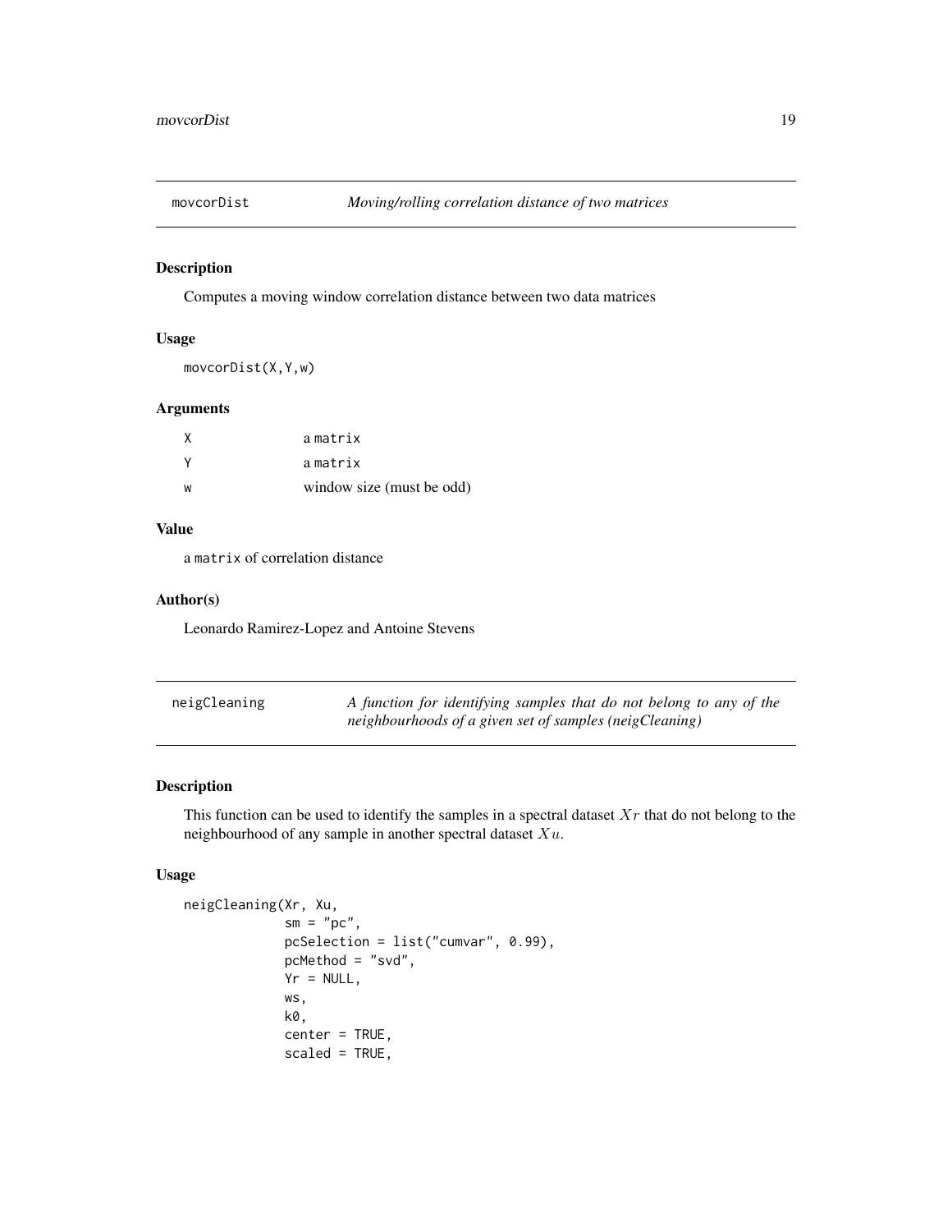## movcorDist — *Moving/rolling correlation distance of two matrices*

### Description

Computes a moving window correlation distance between two data matrices

### Usage

```
movcorDist(X,Y,w)
```

### Arguments

| | |
|---|---|
| X | a matrix |
| Y | a matrix |
| w | window size (must be odd) |

### Value

a matrix of correlation distance

### Author(s)

Leonardo Ramirez-Lopez and Antoine Stevens

## neigCleaning — *A function for identifying samples that do not belong to any of the neighbourhoods of a given set of samples (neigCleaning)*

### Description

This function can be used to identify the samples in a spectral dataset $Xr$ that do not belong to the neighbourhood of any sample in another spectral dataset $Xu$.

### Usage

```
neigCleaning(Xr, Xu,
             sm = "pc",
             pcSelection = list("cumvar", 0.99),
             pcMethod = "svd",
             Yr = NULL,
             ws,
             k0,
             center = TRUE,
             scaled = TRUE,
```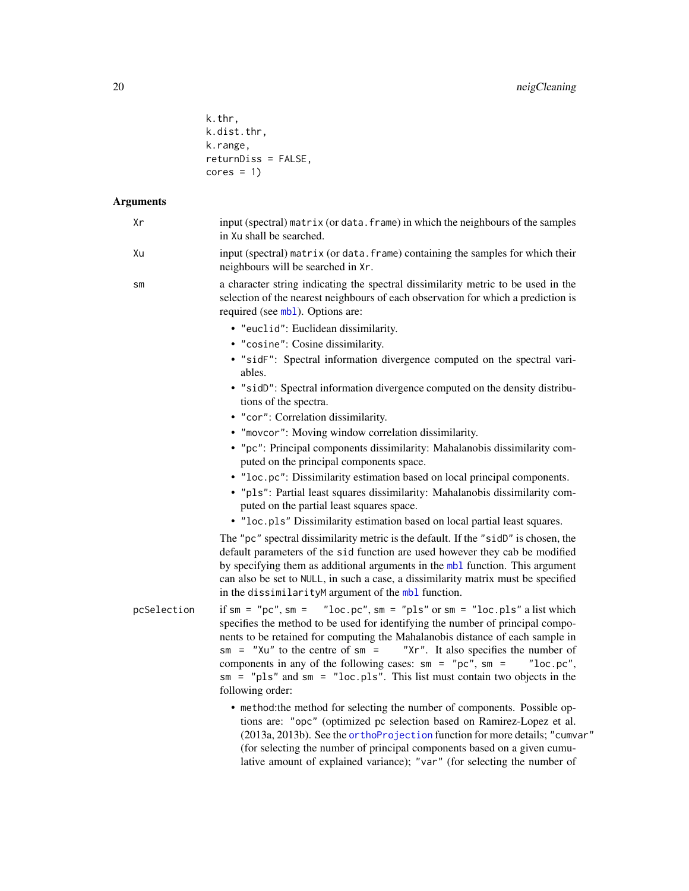```
          k.thr,
          k.dist.thr,
          k.range,
          returnDiss = FALSE,
          cores = 1)
```

## Arguments

**Xr** input (spectral) `matrix` (or `data.frame`) in which the neighbours of the samples in `Xu` shall be searched.

**Xu** input (spectral) `matrix` (or `data.frame`) containing the samples for which their neighbours will be searched in `Xr`.

**sm** a character string indicating the spectral dissimilarity metric to be used in the selection of the nearest neighbours of each observation for which a prediction is required (see `mbl`). Options are:

- `"euclid"`: Euclidean dissimilarity.
- `"cosine"`: Cosine dissimilarity.
- `"sidF"`: Spectral information divergence computed on the spectral variables.
- `"sidD"`: Spectral information divergence computed on the density distributions of the spectra.
- `"cor"`: Correlation dissimilarity.
- `"movcor"`: Moving window correlation dissimilarity.
- `"pc"`: Principal components dissimilarity: Mahalanobis dissimilarity computed on the principal components space.
- `"loc.pc"`: Dissimilarity estimation based on local principal components.
- `"pls"`: Partial least squares dissimilarity: Mahalanobis dissimilarity computed on the partial least squares space.
- `"loc.pls"` Dissimilarity estimation based on local partial least squares.

The `"pc"` spectral dissimilarity metric is the default. If the `"sidD"` is chosen, the default parameters of the `sid` function are used however they cab be modified by specifying them as additional arguments in the `mbl` function. This argument can also be set to `NULL`, in such a case, a dissimilarity matrix must be specified in the `dissimilarityM` argument of the `mbl` function.

**pcSelection** if `sm = "pc"`, `sm = "loc.pc"`, `sm = "pls"` or `sm = "loc.pls"` a list which specifies the method to be used for identifying the number of principal components to be retained for computing the Mahalanobis distance of each sample in `sm = "Xu"` to the centre of `sm = "Xr"`. It also specifies the number of components in any of the following cases: `sm = "pc"`, `sm = "loc.pc"`, `sm = "pls"` and `sm = "loc.pls"`. This list must contain two objects in the following order:

- `method`:the method for selecting the number of components. Possible options are: `"opc"` (optimized pc selection based on Ramirez-Lopez et al. (2013a, 2013b). See the `orthoProjection` function for more details; `"cumvar"` (for selecting the number of principal components based on a given cumulative amount of explained variance); `"var"` (for selecting the number of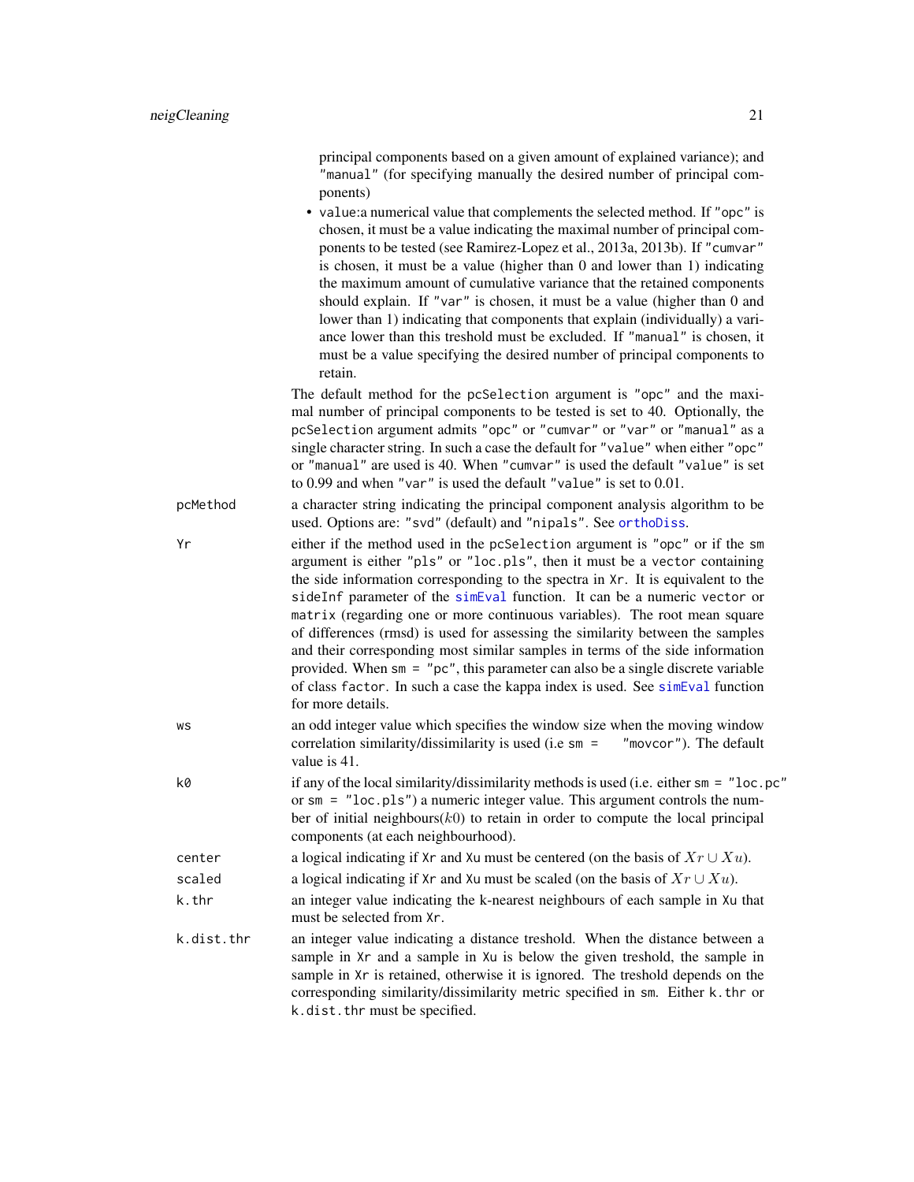principal components based on a given amount of explained variance); and "manual" (for specifying manually the desired number of principal components)

- value:a numerical value that complements the selected method. If "opc" is chosen, it must be a value indicating the maximal number of principal components to be tested (see Ramirez-Lopez et al., 2013a, 2013b). If "cumvar" is chosen, it must be a value (higher than 0 and lower than 1) indicating the maximum amount of cumulative variance that the retained components should explain. If "var" is chosen, it must be a value (higher than 0 and lower than 1) indicating that components that explain (individually) a variance lower than this treshold must be excluded. If "manual" is chosen, it must be a value specifying the desired number of principal components to retain.

The default method for the pcSelection argument is "opc" and the maximal number of principal components to be tested is set to 40. Optionally, the pcSelection argument admits "opc" or "cumvar" or "var" or "manual" as a single character string. In such a case the default for "value" when either "opc" or "manual" are used is 40. When "cumvar" is used the default "value" is set to 0.99 and when "var" is used the default "value" is set to 0.01.

`pcMethod`
: a character string indicating the principal component analysis algorithm to be used. Options are: "svd" (default) and "nipals". See orthoDiss.

`Yr`
: either if the method used in the pcSelection argument is "opc" or if the sm argument is either "pls" or "loc.pls", then it must be a vector containing the side information corresponding to the spectra in Xr. It is equivalent to the sideInf parameter of the simEval function. It can be a numeric vector or matrix (regarding one or more continuous variables). The root mean square of differences (rmsd) is used for assessing the similarity between the samples and their corresponding most similar samples in terms of the side information provided. When sm = "pc", this parameter can also be a single discrete variable of class factor. In such a case the kappa index is used. See simEval function for more details.

`ws`
: an odd integer value which specifies the window size when the moving window correlation similarity/dissimilarity is used (i.e sm = "movcor"). The default value is 41.

`k0`
: if any of the local similarity/dissimilarity methods is used (i.e. either sm = "loc.pc" or sm = "loc.pls") a numeric integer value. This argument controls the number of initial neighbours($k0$) to retain in order to compute the local principal components (at each neighbourhood).

`center`
: a logical indicating if Xr and Xu must be centered (on the basis of $Xr \cup Xu$).

`scaled`
: a logical indicating if Xr and Xu must be scaled (on the basis of $Xr \cup Xu$).

`k.thr`
: an integer value indicating the k-nearest neighbours of each sample in Xu that must be selected from Xr.

`k.dist.thr`
: an integer value indicating a distance treshold. When the distance between a sample in Xr and a sample in Xu is below the given treshold, the sample in sample in Xr is retained, otherwise it is ignored. The treshold depends on the corresponding similarity/dissimilarity metric specified in sm. Either k.thr or k.dist.thr must be specified.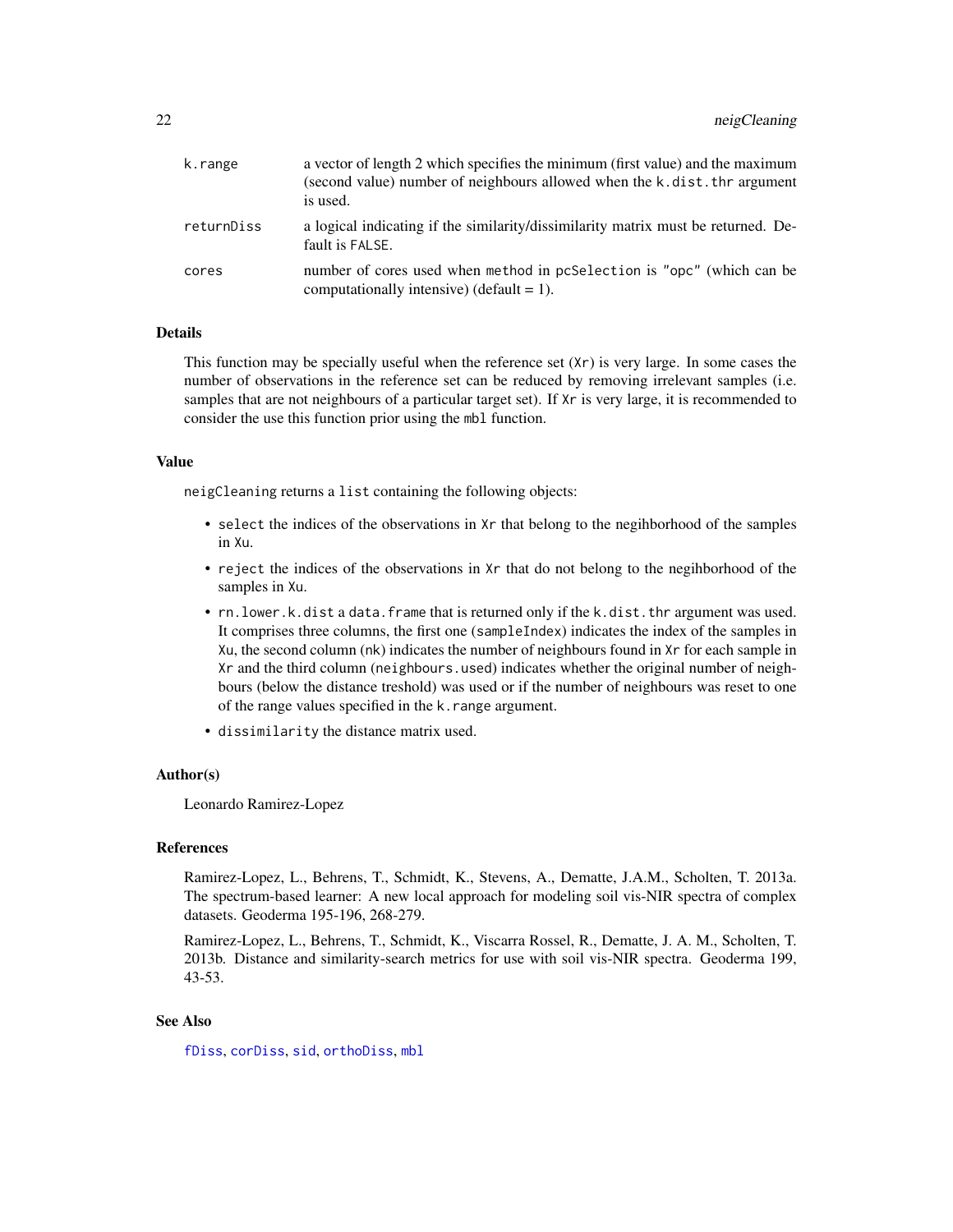| | |
|---|---|
| k.range | a vector of length 2 which specifies the minimum (first value) and the maximum (second value) number of neighbours allowed when the k.dist.thr argument is used. |
| returnDiss | a logical indicating if the similarity/dissimilarity matrix must be returned. Default is FALSE. |
| cores | number of cores used when method in pcSelection is "opc" (which can be computationally intensive) (default = 1). |

## Details

This function may be specially useful when the reference set (Xr) is very large. In some cases the number of observations in the reference set can be reduced by removing irrelevant samples (i.e. samples that are not neighbours of a particular target set). If Xr is very large, it is recommended to consider the use this function prior using the mbl function.

## Value

neigCleaning returns a list containing the following objects:

- select the indices of the observations in Xr that belong to the negihborhood of the samples in Xu.
- reject the indices of the observations in Xr that do not belong to the negihborhood of the samples in Xu.
- rn.lower.k.dist a data.frame that is returned only if the k.dist.thr argument was used. It comprises three columns, the first one (sampleIndex) indicates the index of the samples in Xu, the second column (nk) indicates the number of neighbours found in Xr for each sample in Xr and the third column (neighbours.used) indicates whether the original number of neighbours (below the distance treshold) was used or if the number of neighbours was reset to one of the range values specified in the k.range argument.
- dissimilarity the distance matrix used.

## Author(s)

Leonardo Ramirez-Lopez

## References

Ramirez-Lopez, L., Behrens, T., Schmidt, K., Stevens, A., Dematte, J.A.M., Scholten, T. 2013a. The spectrum-based learner: A new local approach for modeling soil vis-NIR spectra of complex datasets. Geoderma 195-196, 268-279.

Ramirez-Lopez, L., Behrens, T., Schmidt, K., Viscarra Rossel, R., Dematte, J. A. M., Scholten, T. 2013b. Distance and similarity-search metrics for use with soil vis-NIR spectra. Geoderma 199, 43-53.

## See Also

fDiss, corDiss, sid, orthoDiss, mbl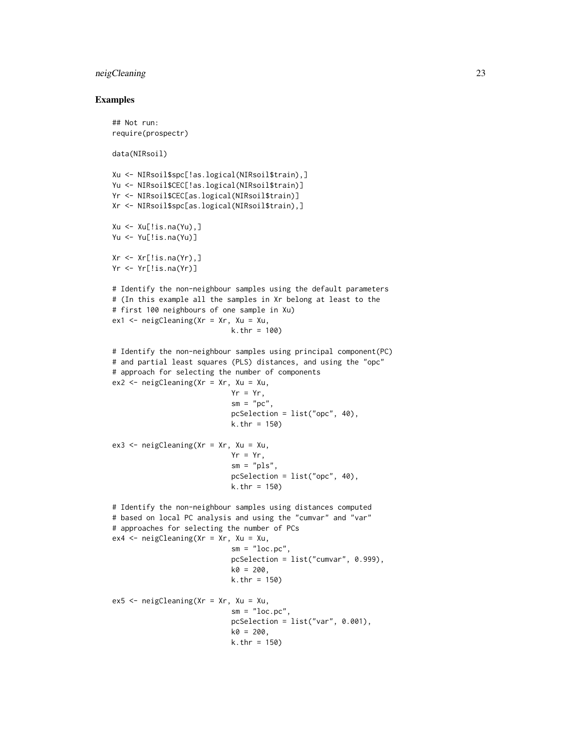## Examples

```
## Not run:
require(prospectr)

data(NIRsoil)

Xu <- NIRsoil$spc[!as.logical(NIRsoil$train),]
Yu <- NIRsoil$CEC[!as.logical(NIRsoil$train)]
Yr <- NIRsoil$CEC[as.logical(NIRsoil$train)]
Xr <- NIRsoil$spc[as.logical(NIRsoil$train),]

Xu <- Xu[!is.na(Yu),]
Yu <- Yu[!is.na(Yu)]

Xr <- Xr[!is.na(Yr),]
Yr <- Yr[!is.na(Yr)]

# Identify the non-neighbour samples using the default parameters
# (In this example all the samples in Xr belong at least to the
# first 100 neighbours of one sample in Xu)
ex1 <- neigCleaning(Xr = Xr, Xu = Xu,
                            k.thr = 100)

# Identify the non-neighbour samples using principal component(PC)
# and partial least squares (PLS) distances, and using the "opc"
# approach for selecting the number of components
ex2 <- neigCleaning(Xr = Xr, Xu = Xu,
                            Yr = Yr,
                            sm = "pc",
                            pcSelection = list("opc", 40),
                            k.thr = 150)

ex3 <- neigCleaning(Xr = Xr, Xu = Xu,
                            Yr = Yr,
                            sm = "pls",
                            pcSelection = list("opc", 40),
                            k.thr = 150)

# Identify the non-neighbour samples using distances computed
# based on local PC analysis and using the "cumvar" and "var"
# approaches for selecting the number of PCs
ex4 <- neigCleaning(Xr = Xr, Xu = Xu,
                            sm = "loc.pc",
                            pcSelection = list("cumvar", 0.999),
                            k0 = 200,
                            k.thr = 150)

ex5 <- neigCleaning(Xr = Xr, Xu = Xu,
                            sm = "loc.pc",
                            pcSelection = list("var", 0.001),
                            k0 = 200,
                            k.thr = 150)
```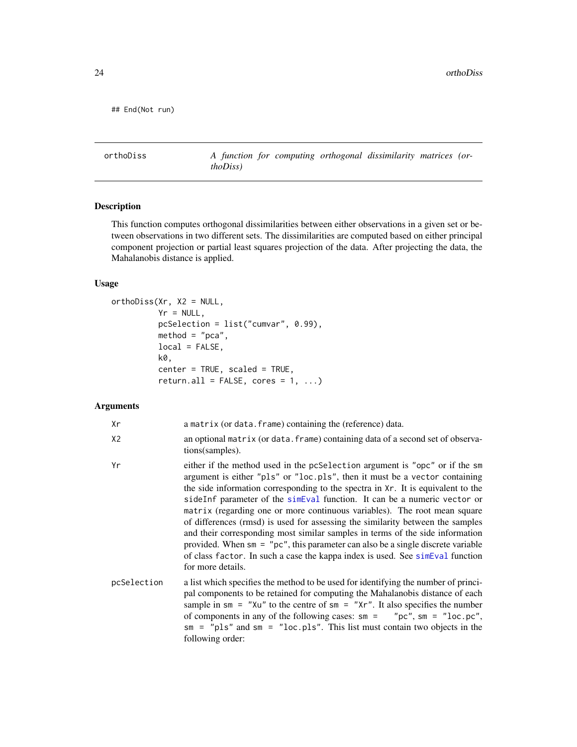```
## End(Not run)
```

---

orthoDiss — *A function for computing orthogonal dissimilarity matrices (orthoDiss)*

---

### Description

This function computes orthogonal dissimilarities between either observations in a given set or between observations in two different sets. The dissimilarities are computed based on either principal component projection or partial least squares projection of the data. After projecting the data, the Mahalanobis distance is applied.

### Usage

```
orthoDiss(Xr, X2 = NULL,
          Yr = NULL,
          pcSelection = list("cumvar", 0.99),
          method = "pca",
          local = FALSE,
          k0,
          center = TRUE, scaled = TRUE,
          return.all = FALSE, cores = 1, ...)
```

### Arguments

| | |
|---|---|
| `Xr` | a `matrix` (or `data.frame`) containing the (reference) data. |
| `X2` | an optional `matrix` (or `data.frame`) containing data of a second set of observations(samples). |
| `Yr` | either if the method used in the `pcSelection` argument is `"opc"` or if the `sm` argument is either `"pls"` or `"loc.pls"`, then it must be a `vector` containing the side information corresponding to the spectra in `Xr`. It is equivalent to the `sideInf` parameter of the `simEval` function. It can be a numeric `vector` or `matrix` (regarding one or more continuous variables). The root mean square of differences (rmsd) is used for assessing the similarity between the samples and their corresponding most similar samples in terms of the side information provided. When `sm = "pc"`, this parameter can also be a single discrete variable of class `factor`. In such a case the kappa index is used. See `simEval` function for more details. |
| `pcSelection` | a list which specifies the method to be used for identifying the number of principal components to be retained for computing the Mahalanobis distance of each sample in `sm = "Xu"` to the centre of `sm = "Xr"`. It also specifies the number of components in any of the following cases: `sm = "pc"`, `sm = "loc.pc"`, `sm = "pls"` and `sm = "loc.pls"`. This list must contain two objects in the following order: |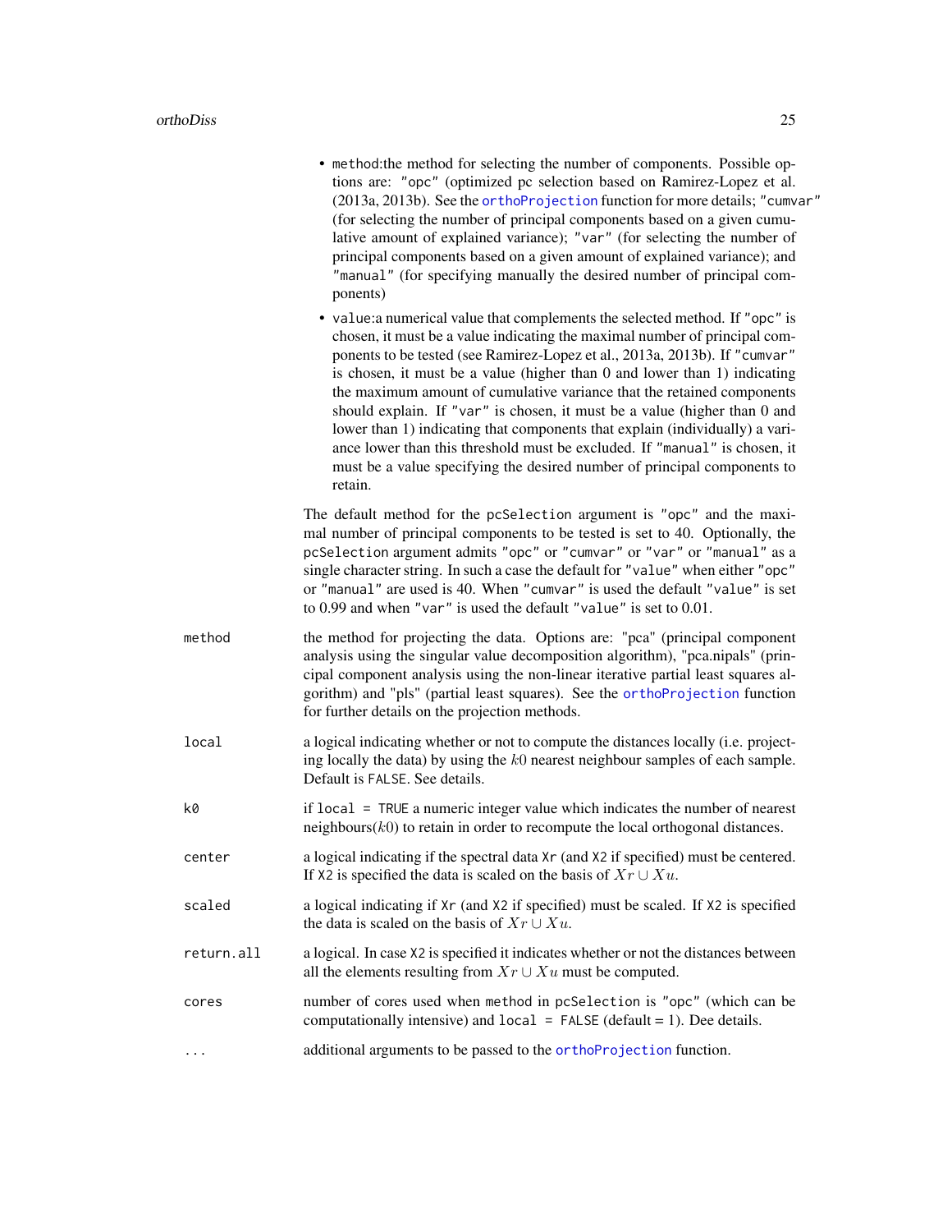- `method`:the method for selecting the number of components. Possible options are: `"opc"` (optimized pc selection based on Ramirez-Lopez et al. (2013a, 2013b). See the `orthoProjection` function for more details; `"cumvar"` (for selecting the number of principal components based on a given cumulative amount of explained variance); `"var"` (for selecting the number of principal components based on a given amount of explained variance); and `"manual"` (for specifying manually the desired number of principal components)
- `value`:a numerical value that complements the selected method. If `"opc"` is chosen, it must be a value indicating the maximal number of principal components to be tested (see Ramirez-Lopez et al., 2013a, 2013b). If `"cumvar"` is chosen, it must be a value (higher than 0 and lower than 1) indicating the maximum amount of cumulative variance that the retained components should explain. If `"var"` is chosen, it must be a value (higher than 0 and lower than 1) indicating that components that explain (individually) a variance lower than this threshold must be excluded. If `"manual"` is chosen, it must be a value specifying the desired number of principal components to retain.

The default method for the `pcSelection` argument is `"opc"` and the maximal number of principal components to be tested is set to 40. Optionally, the `pcSelection` argument admits `"opc"` or `"cumvar"` or `"var"` or `"manual"` as a single character string. In such a case the default for `"value"` when either `"opc"` or `"manual"` are used is 40. When `"cumvar"` is used the default `"value"` is set to 0.99 and when `"var"` is used the default `"value"` is set to 0.01.

`method` the method for projecting the data. Options are: "pca" (principal component analysis using the singular value decomposition algorithm), "pca.nipals" (principal component analysis using the non-linear iterative partial least squares algorithm) and "pls" (partial least squares). See the `orthoProjection` function for further details on the projection methods.

`local` a logical indicating whether or not to compute the distances locally (i.e. projecting locally the data) by using the $k0$ nearest neighbour samples of each sample. Default is `FALSE`. See details.

`k0` if `local = TRUE` a numeric integer value which indicates the number of nearest neighbours($k0$) to retain in order to recompute the local orthogonal distances.

`center` a logical indicating if the spectral data `Xr` (and `X2` if specified) must be centered. If `X2` is specified the data is scaled on the basis of $Xr \cup Xu$.

`scaled` a logical indicating if `Xr` (and `X2` if specified) must be scaled. If `X2` is specified the data is scaled on the basis of $Xr \cup Xu$.

`return.all` a logical. In case `X2` is specified it indicates whether or not the distances between all the elements resulting from $Xr \cup Xu$ must be computed.

`cores` number of cores used when `method` in `pcSelection` is `"opc"` (which can be computationally intensive) and `local = FALSE` (default = 1). Dee details.

`...` additional arguments to be passed to the `orthoProjection` function.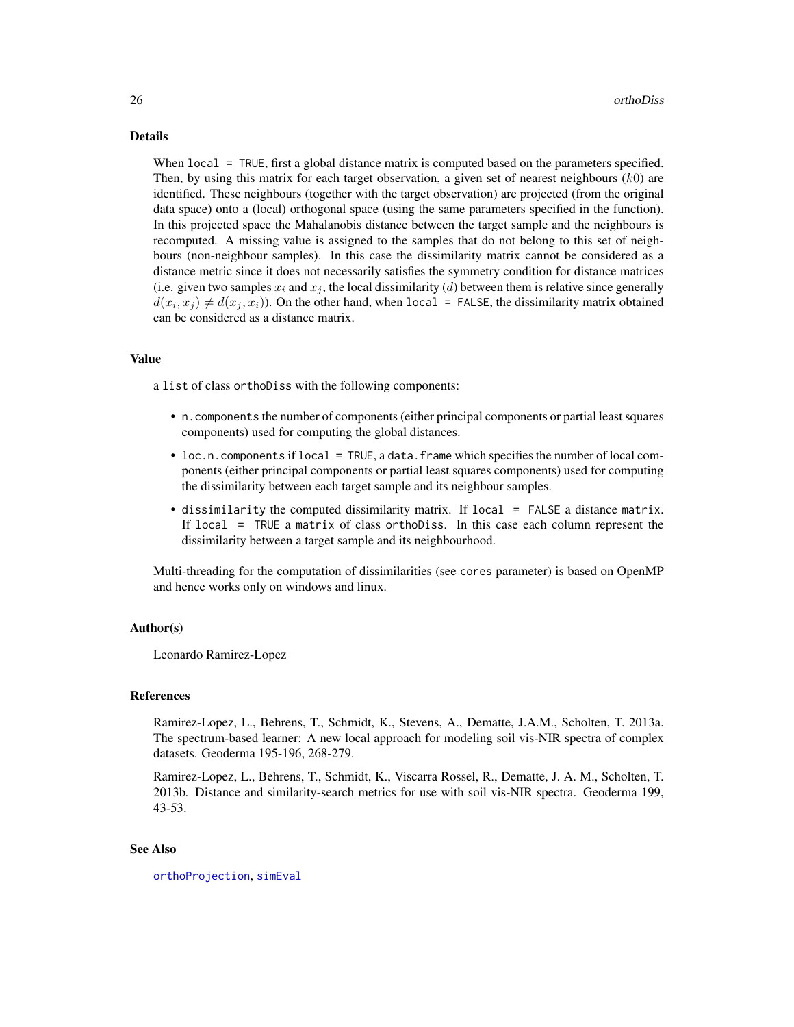## Details

When `local = TRUE`, first a global distance matrix is computed based on the parameters specified. Then, by using this matrix for each target observation, a given set of nearest neighbours ($k0$) are identified. These neighbours (together with the target observation) are projected (from the original data space) onto a (local) orthogonal space (using the same parameters specified in the function). In this projected space the Mahalanobis distance between the target sample and the neighbours is recomputed. A missing value is assigned to the samples that do not belong to this set of neighbours (non-neighbour samples). In this case the dissimilarity matrix cannot be considered as a distance metric since it does not necessarily satisfies the symmetry condition for distance matrices (i.e. given two samples $x_i$ and $x_j$, the local dissimilarity ($d$) between them is relative since generally $d(x_i, x_j) \neq d(x_j, x_i)$). On the other hand, when `local = FALSE`, the dissimilarity matrix obtained can be considered as a distance matrix.

## Value

a `list` of class `orthoDiss` with the following components:

- `n.components` the number of components (either principal components or partial least squares components) used for computing the global distances.
- `loc.n.components` if `local = TRUE`, a `data.frame` which specifies the number of local components (either principal components or partial least squares components) used for computing the dissimilarity between each target sample and its neighbour samples.
- `dissimilarity` the computed dissimilarity matrix. If `local = FALSE` a distance `matrix`. If `local = TRUE` a `matrix` of class `orthoDiss`. In this case each column represent the dissimilarity between a target sample and its neighbourhood.

Multi-threading for the computation of dissimilarities (see `cores` parameter) is based on OpenMP and hence works only on windows and linux.

## Author(s)

Leonardo Ramirez-Lopez

## References

Ramirez-Lopez, L., Behrens, T., Schmidt, K., Stevens, A., Dematte, J.A.M., Scholten, T. 2013a. The spectrum-based learner: A new local approach for modeling soil vis-NIR spectra of complex datasets. Geoderma 195-196, 268-279.

Ramirez-Lopez, L., Behrens, T., Schmidt, K., Viscarra Rossel, R., Dematte, J. A. M., Scholten, T. 2013b. Distance and similarity-search metrics for use with soil vis-NIR spectra. Geoderma 199, 43-53.

## See Also

`orthoProjection`, `simEval`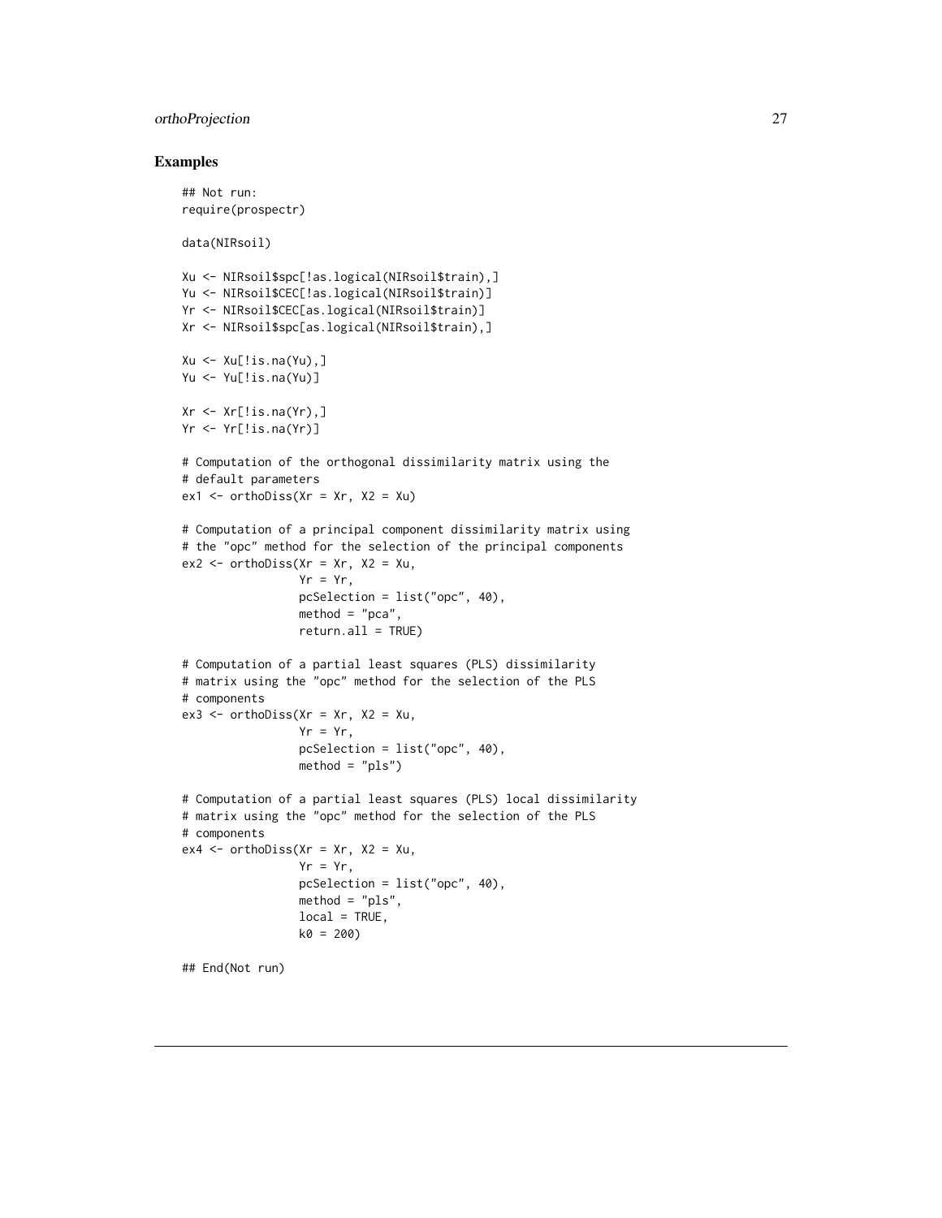## Examples

```
## Not run:
require(prospectr)

data(NIRsoil)

Xu <- NIRsoil$spc[!as.logical(NIRsoil$train),]
Yu <- NIRsoil$CEC[!as.logical(NIRsoil$train)]
Yr <- NIRsoil$CEC[as.logical(NIRsoil$train)]
Xr <- NIRsoil$spc[as.logical(NIRsoil$train),]

Xu <- Xu[!is.na(Yu),]
Yu <- Yu[!is.na(Yu)]

Xr <- Xr[!is.na(Yr),]
Yr <- Yr[!is.na(Yr)]

# Computation of the orthogonal dissimilarity matrix using the
# default parameters
ex1 <- orthoDiss(Xr = Xr, X2 = Xu)

# Computation of a principal component dissimilarity matrix using
# the "opc" method for the selection of the principal components
ex2 <- orthoDiss(Xr = Xr, X2 = Xu,
                 Yr = Yr,
                 pcSelection = list("opc", 40),
                 method = "pca",
                 return.all = TRUE)

# Computation of a partial least squares (PLS) dissimilarity
# matrix using the "opc" method for the selection of the PLS
# components
ex3 <- orthoDiss(Xr = Xr, X2 = Xu,
                 Yr = Yr,
                 pcSelection = list("opc", 40),
                 method = "pls")

# Computation of a partial least squares (PLS) local dissimilarity
# matrix using the "opc" method for the selection of the PLS
# components
ex4 <- orthoDiss(Xr = Xr, X2 = Xu,
                 Yr = Yr,
                 pcSelection = list("opc", 40),
                 method = "pls",
                 local = TRUE,
                 k0 = 200)

## End(Not run)
```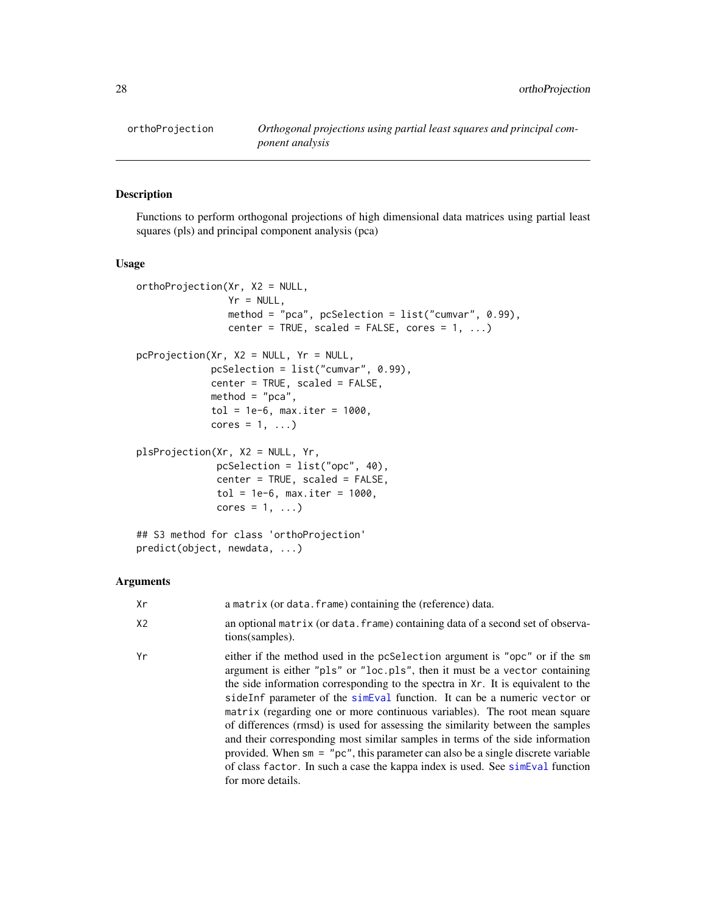## orthoProjection

*Orthogonal projections using partial least squares and principal component analysis*

### Description

Functions to perform orthogonal projections of high dimensional data matrices using partial least squares (pls) and principal component analysis (pca)

### Usage

```
orthoProjection(Xr, X2 = NULL,
                Yr = NULL,
                method = "pca", pcSelection = list("cumvar", 0.99),
                center = TRUE, scaled = FALSE, cores = 1, ...)

pcProjection(Xr, X2 = NULL, Yr = NULL,
             pcSelection = list("cumvar", 0.99),
             center = TRUE, scaled = FALSE,
             method = "pca",
             tol = 1e-6, max.iter = 1000,
             cores = 1, ...)

plsProjection(Xr, X2 = NULL, Yr,
              pcSelection = list("opc", 40),
              center = TRUE, scaled = FALSE,
              tol = 1e-6, max.iter = 1000,
              cores = 1, ...)

## S3 method for class 'orthoProjection'
predict(object, newdata, ...)
```

### Arguments

- `Xr`: a `matrix` (or `data.frame`) containing the (reference) data.
- `X2`: an optional `matrix` (or `data.frame`) containing data of a second set of observations(samples).
- `Yr`: either if the method used in the `pcSelection` argument is `"opc"` or if the `sm` argument is either `"pls"` or `"loc.pls"`, then it must be a `vector` containing the side information corresponding to the spectra in `Xr`. It is equivalent to the `sideInf` parameter of the `simEval` function. It can be a numeric `vector` or `matrix` (regarding one or more continuous variables). The root mean square of differences (rmsd) is used for assessing the similarity between the samples and their corresponding most similar samples in terms of the side information provided. When `sm = "pc"`, this parameter can also be a single discrete variable of class `factor`. In such a case the kappa index is used. See `simEval` function for more details.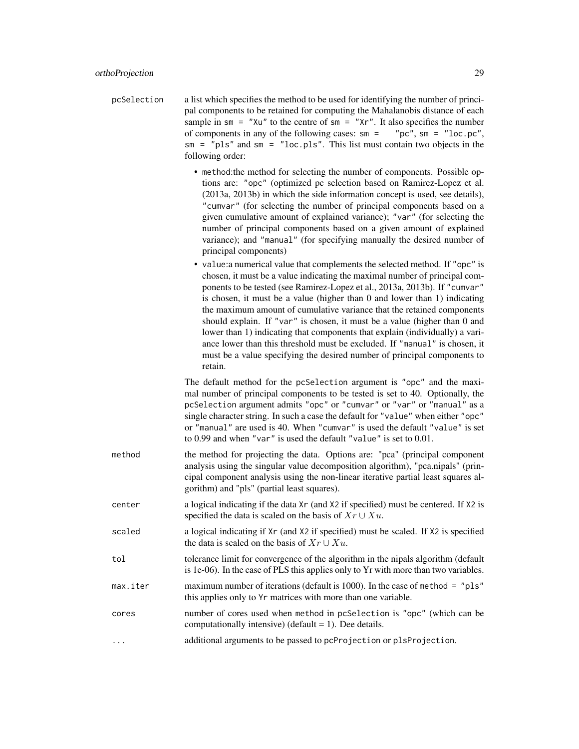`pcSelection` a list which specifies the method to be used for identifying the number of principal components to be retained for computing the Mahalanobis distance of each sample in `sm = "Xu"` to the centre of `sm = "Xr"`. It also specifies the number of components in any of the following cases: `sm = "pc"`, `sm = "loc.pc"`, `sm = "pls"` and `sm = "loc.pls"`. This list must contain two objects in the following order:

- `method`:the method for selecting the number of components. Possible options are: `"opc"` (optimized pc selection based on Ramirez-Lopez et al. (2013a, 2013b) in which the side information concept is used, see details), `"cumvar"` (for selecting the number of principal components based on a given cumulative amount of explained variance); `"var"` (for selecting the number of principal components based on a given amount of explained variance); and `"manual"` (for specifying manually the desired number of principal components)
- `value`:a numerical value that complements the selected method. If `"opc"` is chosen, it must be a value indicating the maximal number of principal components to be tested (see Ramirez-Lopez et al., 2013a, 2013b). If `"cumvar"` is chosen, it must be a value (higher than 0 and lower than 1) indicating the maximum amount of cumulative variance that the retained components should explain. If `"var"` is chosen, it must be a value (higher than 0 and lower than 1) indicating that components that explain (individually) a variance lower than this threshold must be excluded. If `"manual"` is chosen, it must be a value specifying the desired number of principal components to retain.

The default method for the `pcSelection` argument is `"opc"` and the maximal number of principal components to be tested is set to 40. Optionally, the `pcSelection` argument admits `"opc"` or `"cumvar"` or `"var"` or `"manual"` as a single character string. In such a case the default for `"value"` when either `"opc"` or `"manual"` are used is 40. When `"cumvar"` is used the default `"value"` is set to 0.99 and when `"var"` is used the default `"value"` is set to 0.01.

`method` the method for projecting the data. Options are: "pca" (principal component analysis using the singular value decomposition algorithm), "pca.nipals" (principal component analysis using the non-linear iterative partial least squares algorithm) and "pls" (partial least squares).

`center` a logical indicating if the data `Xr` (and `X2` if specified) must be centered. If `X2` is specified the data is scaled on the basis of $Xr \cup Xu$.

`scaled` a logical indicating if `Xr` (and `X2` if specified) must be scaled. If `X2` is specified the data is scaled on the basis of $Xr \cup Xu$.

`tol` tolerance limit for convergence of the algorithm in the nipals algorithm (default is 1e-06). In the case of PLS this applies only to Yr with more than two variables.

`max.iter` maximum number of iterations (default is 1000). In the case of `method = "pls"` this applies only to `Yr` matrices with more than one variable.

`cores` number of cores used when `method` in `pcSelection` is `"opc"` (which can be computationally intensive) (default = 1). Dee details.

`...` additional arguments to be passed to `pcProjection` or `plsProjection`.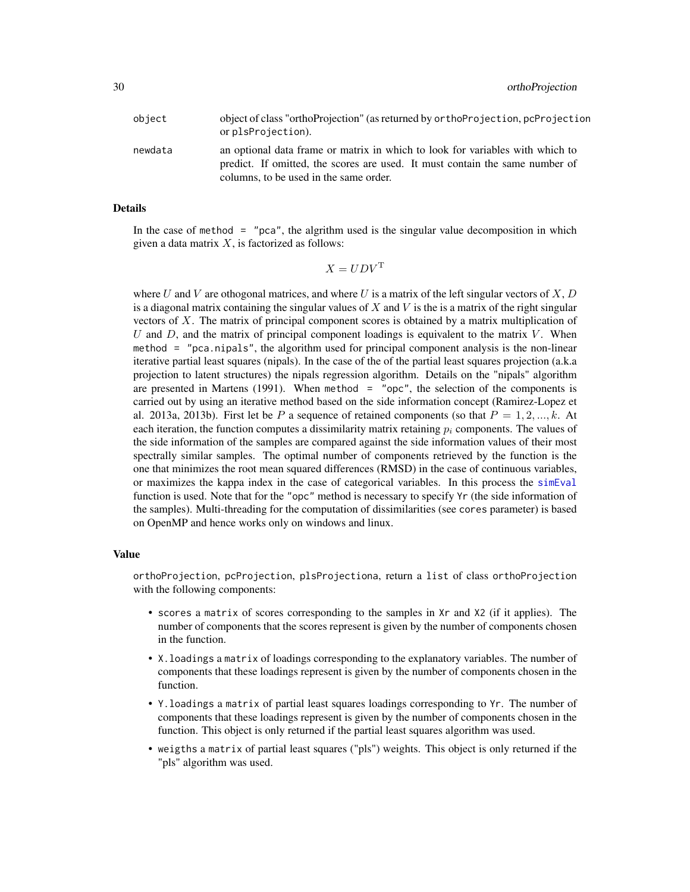| | |
|---|---|
| object | object of class "orthoProjection" (as returned by `orthoProjection`, `pcProjection` or `plsProjection`). |
| newdata | an optional data frame or matrix in which to look for variables with which to predict. If omitted, the scores are used. It must contain the same number of columns, to be used in the same order. |

## Details

In the case of `method = "pca"`, the algrithm used is the singular value decomposition in which given a data matrix $X$, is factorized as follows:

$$X = UDV^{\mathrm{T}}$$

where $U$ and $V$ are othogonal matrices, and where $U$ is a matrix of the left singular vectors of $X$, $D$ is a diagonal matrix containing the singular values of $X$ and $V$ is the is a matrix of the right singular vectors of $X$. The matrix of principal component scores is obtained by a matrix multiplication of $U$ and $D$, and the matrix of principal component loadings is equivalent to the matrix $V$. When `method = "pca.nipals"`, the algorithm used for principal component analysis is the non-linear iterative partial least squares (nipals). In the case of the of the partial least squares projection (a.k.a projection to latent structures) the nipals regression algorithm. Details on the "nipals" algorithm are presented in Martens (1991). When `method = "opc"`, the selection of the components is carried out by using an iterative method based on the side information concept (Ramirez-Lopez et al. 2013a, 2013b). First let be $P$ a sequence of retained components (so that $P = 1, 2, ..., k$. At each iteration, the function computes a dissimilarity matrix retaining $p_i$ components. The values of the side information of the samples are compared against the side information values of their most spectrally similar samples. The optimal number of components retrieved by the function is the one that minimizes the root mean squared differences (RMSD) in the case of continuous variables, or maximizes the kappa index in the case of categorical variables. In this process the `simEval` function is used. Note that for the `"opc"` method is necessary to specify `Yr` (the side information of the samples). Multi-threading for the computation of dissimilarities (see `cores` parameter) is based on OpenMP and hence works only on windows and linux.

## Value

`orthoProjection`, `pcProjection`, `plsProjectiona`, return a `list` of class `orthoProjection` with the following components:

- `scores` a `matrix` of scores corresponding to the samples in `Xr` and `X2` (if it applies). The number of components that the scores represent is given by the number of components chosen in the function.
- `X.loadings` a `matrix` of loadings corresponding to the explanatory variables. The number of components that these loadings represent is given by the number of components chosen in the function.
- `Y.loadings` a `matrix` of partial least squares loadings corresponding to `Yr`. The number of components that these loadings represent is given by the number of components chosen in the function. This object is only returned if the partial least squares algorithm was used.
- `weigths` a `matrix` of partial least squares ("pls") weights. This object is only returned if the "pls" algorithm was used.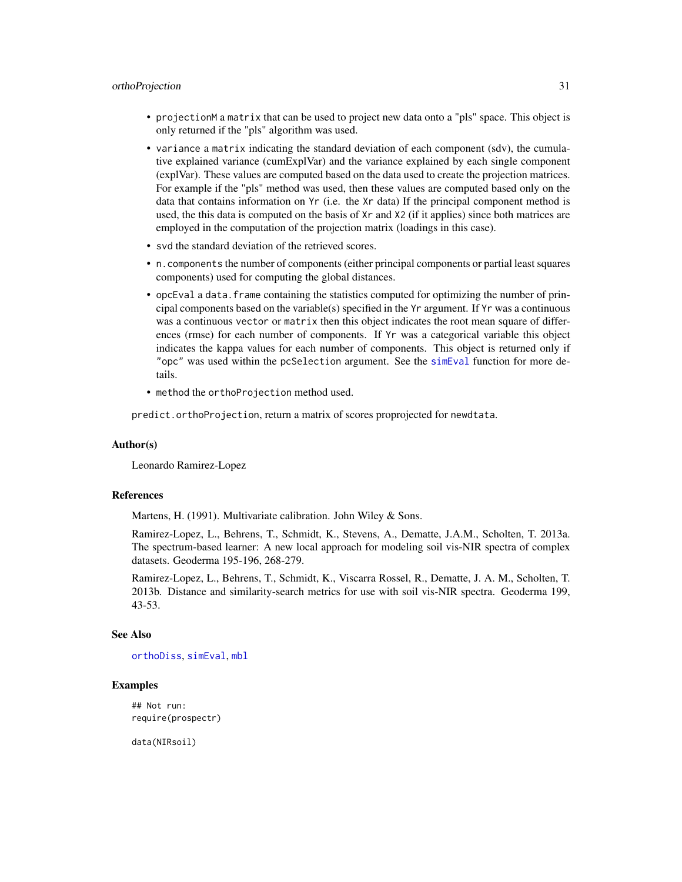- `projectionM` a `matrix` that can be used to project new data onto a "pls" space. This object is only returned if the "pls" algorithm was used.
- `variance` a `matrix` indicating the standard deviation of each component (sdv), the cumulative explained variance (cumExplVar) and the variance explained by each single component (explVar). These values are computed based on the data used to create the projection matrices. For example if the "pls" method was used, then these values are computed based only on the data that contains information on `Yr` (i.e. the `Xr` data) If the principal component method is used, the this data is computed on the basis of `Xr` and `X2` (if it applies) since both matrices are employed in the computation of the projection matrix (loadings in this case).
- `svd` the standard deviation of the retrieved scores.
- `n.components` the number of components (either principal components or partial least squares components) used for computing the global distances.
- `opcEval` a `data.frame` containing the statistics computed for optimizing the number of principal components based on the variable(s) specified in the `Yr` argument. If `Yr` was a continuous was a continuous `vector` or `matrix` then this object indicates the root mean square of differences (rmse) for each number of components. If `Yr` was a categorical variable this object indicates the kappa values for each number of components. This object is returned only if `"opc"` was used within the `pcSelection` argument. See the `simEval` function for more details.
- `method` the `orthoProjection` method used.

`predict.orthoProjection`, return a matrix of scores proprojected for `newdtata`.

## Author(s)

Leonardo Ramirez-Lopez

## References

Martens, H. (1991). Multivariate calibration. John Wiley & Sons.

Ramirez-Lopez, L., Behrens, T., Schmidt, K., Stevens, A., Dematte, J.A.M., Scholten, T. 2013a. The spectrum-based learner: A new local approach for modeling soil vis-NIR spectra of complex datasets. Geoderma 195-196, 268-279.

Ramirez-Lopez, L., Behrens, T., Schmidt, K., Viscarra Rossel, R., Dematte, J. A. M., Scholten, T. 2013b. Distance and similarity-search metrics for use with soil vis-NIR spectra. Geoderma 199, 43-53.

## See Also

`orthoDiss`, `simEval`, `mbl`

## Examples

```
## Not run:
require(prospectr)

data(NIRsoil)
```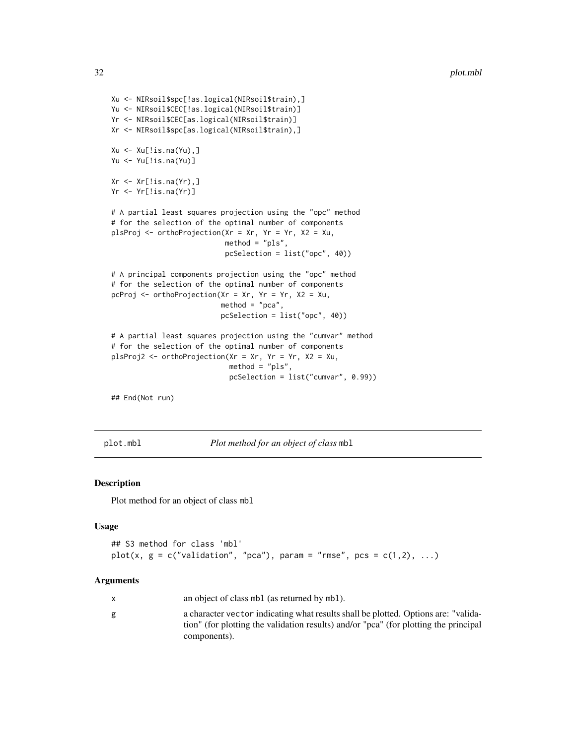```
Xu <- NIRsoil$spc[!as.logical(NIRsoil$train),]
Yu <- NIRsoil$CEC[!as.logical(NIRsoil$train)]
Yr <- NIRsoil$CEC[as.logical(NIRsoil$train)]
Xr <- NIRsoil$spc[as.logical(NIRsoil$train),]

Xu <- Xu[!is.na(Yu),]
Yu <- Yu[!is.na(Yu)]

Xr <- Xr[!is.na(Yr),]
Yr <- Yr[!is.na(Yr)]

# A partial least squares projection using the "opc" method
# for the selection of the optimal number of components
plsProj <- orthoProjection(Xr = Xr, Yr = Yr, X2 = Xu,
                           method = "pls",
                           pcSelection = list("opc", 40))

# A principal components projection using the "opc" method
# for the selection of the optimal number of components
pcProj <- orthoProjection(Xr = Xr, Yr = Yr, X2 = Xu,
                          method = "pca",
                          pcSelection = list("opc", 40))

# A partial least squares projection using the "cumvar" method
# for the selection of the optimal number of components
plsProj2 <- orthoProjection(Xr = Xr, Yr = Yr, X2 = Xu,
                            method = "pls",
                            pcSelection = list("cumvar", 0.99))

## End(Not run)
```

---

## plot.mbl — *Plot method for an object of class* mbl

### Description

Plot method for an object of class mbl

### Usage

```
## S3 method for class 'mbl'
plot(x, g = c("validation", "pca"), param = "rmse", pcs = c(1,2), ...)
```

### Arguments

| | |
|---|---|
| x | an object of class mbl (as returned by mbl). |
| g | a character vector indicating what results shall be plotted. Options are: "validation" (for plotting the validation results) and/or "pca" (for plotting the principal components). |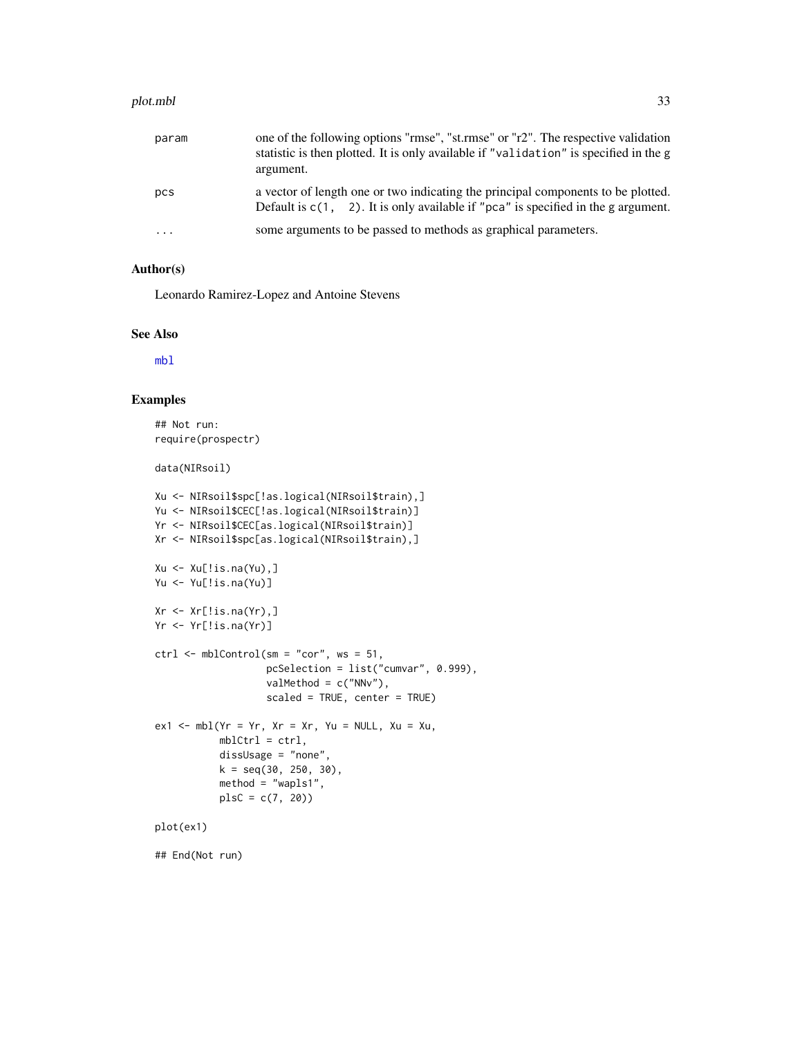| | |
|---|---|
| param | one of the following options "rmse", "st.rmse" or "r2". The respective validation statistic is then plotted. It is only available if "validation" is specified in the g argument. |
| pcs | a vector of length one or two indicating the principal components to be plotted. Default is c(1, 2). It is only available if "pca" is specified in the g argument. |
| ... | some arguments to be passed to methods as graphical parameters. |

### Author(s)

Leonardo Ramirez-Lopez and Antoine Stevens

### See Also

mbl

### Examples

```
## Not run:
require(prospectr)

data(NIRsoil)

Xu <- NIRsoil$spc[!as.logical(NIRsoil$train),]
Yu <- NIRsoil$CEC[!as.logical(NIRsoil$train)]
Yr <- NIRsoil$CEC[as.logical(NIRsoil$train)]
Xr <- NIRsoil$spc[as.logical(NIRsoil$train),]

Xu <- Xu[!is.na(Yu),]
Yu <- Yu[!is.na(Yu)]

Xr <- Xr[!is.na(Yr),]
Yr <- Yr[!is.na(Yr)]

ctrl <- mblControl(sm = "cor", ws = 51,
                   pcSelection = list("cumvar", 0.999),
                   valMethod = c("NNv"),
                   scaled = TRUE, center = TRUE)

ex1 <- mbl(Yr = Yr, Xr = Xr, Yu = NULL, Xu = Xu,
           mblCtrl = ctrl,
           dissUsage = "none",
           k = seq(30, 250, 30),
           method = "wapls1",
           plsC = c(7, 20))

plot(ex1)

## End(Not run)
```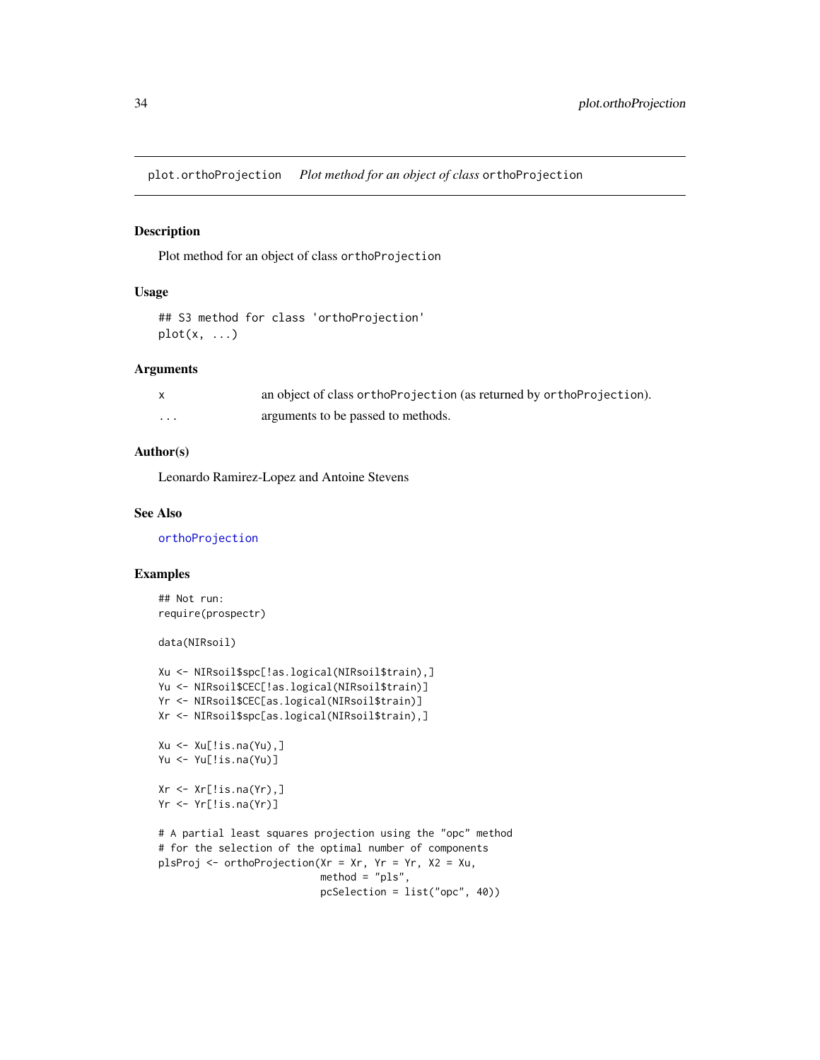## plot.orthoProjection *Plot method for an object of class* orthoProjection

### Description

Plot method for an object of class `orthoProjection`

### Usage

```
## S3 method for class 'orthoProjection'
plot(x, ...)
```

### Arguments

| | |
|---|---|
| x | an object of class `orthoProjection` (as returned by `orthoProjection`). |
| ... | arguments to be passed to methods. |

### Author(s)

Leonardo Ramirez-Lopez and Antoine Stevens

### See Also

`orthoProjection`

### Examples

```
## Not run:
require(prospectr)

data(NIRsoil)

Xu <- NIRsoil$spc[!as.logical(NIRsoil$train),]
Yu <- NIRsoil$CEC[!as.logical(NIRsoil$train)]
Yr <- NIRsoil$CEC[as.logical(NIRsoil$train)]
Xr <- NIRsoil$spc[as.logical(NIRsoil$train),]

Xu <- Xu[!is.na(Yu),]
Yu <- Yu[!is.na(Yu)]

Xr <- Xr[!is.na(Yr),]
Yr <- Yr[!is.na(Yr)]

# A partial least squares projection using the "opc" method
# for the selection of the optimal number of components
plsProj <- orthoProjection(Xr = Xr, Yr = Yr, X2 = Xu,
                           method = "pls",
                           pcSelection = list("opc", 40))
```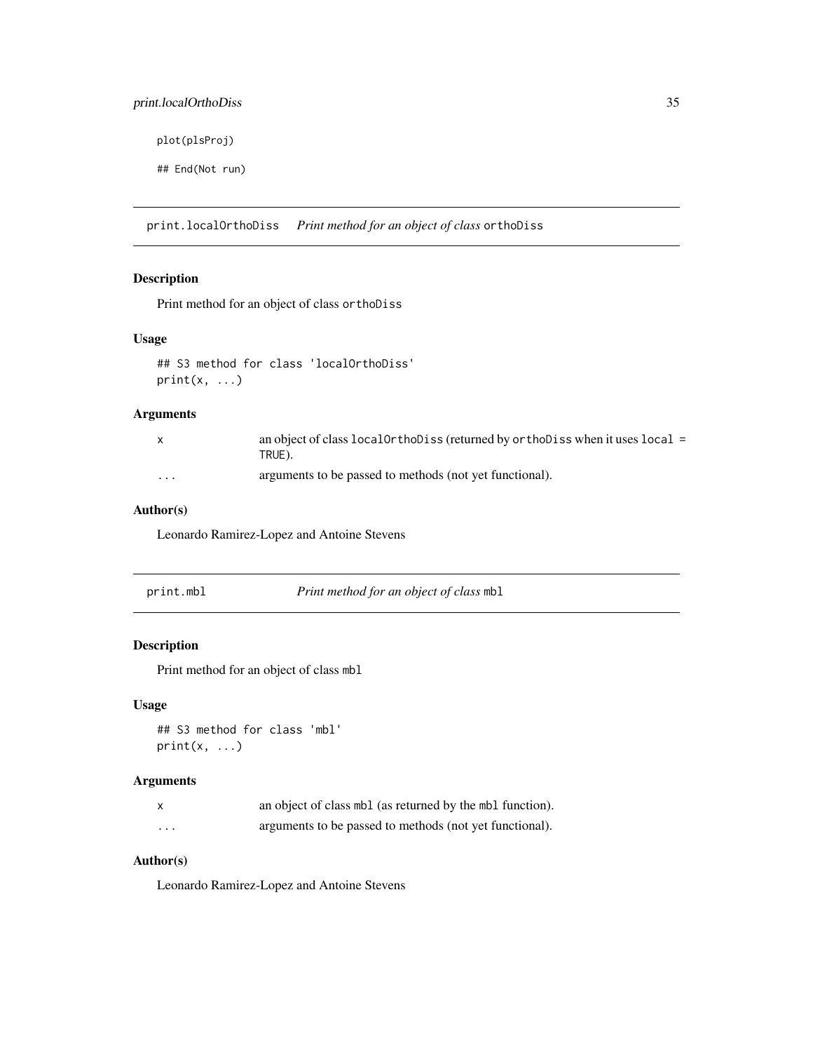```
plot(plsProj)

## End(Not run)
```

## print.localOrthoDiss — *Print method for an object of class* orthoDiss

### Description

Print method for an object of class orthoDiss

### Usage

```
## S3 method for class 'localOrthoDiss'
print(x, ...)
```

### Arguments

| | |
|---|---|
| x | an object of class localOrthoDiss (returned by orthoDiss when it uses local = TRUE). |
| ... | arguments to be passed to methods (not yet functional). |

### Author(s)

Leonardo Ramirez-Lopez and Antoine Stevens

## print.mbl — *Print method for an object of class* mbl

### Description

Print method for an object of class mbl

### Usage

```
## S3 method for class 'mbl'
print(x, ...)
```

### Arguments

| | |
|---|---|
| x | an object of class mbl (as returned by the mbl function). |
| ... | arguments to be passed to methods (not yet functional). |

### Author(s)

Leonardo Ramirez-Lopez and Antoine Stevens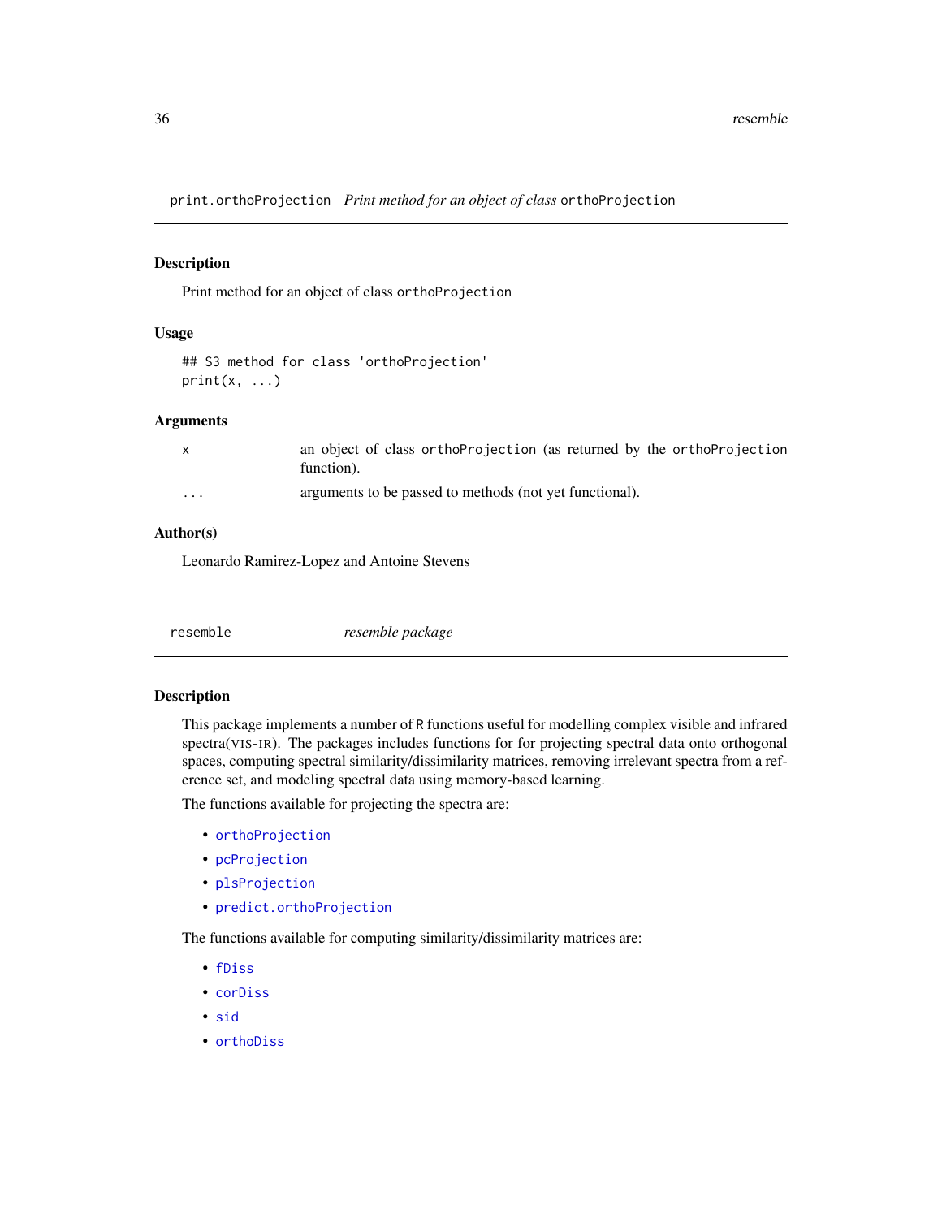## print.orthoProjection — *Print method for an object of class* `orthoProjection`

### Description

Print method for an object of class `orthoProjection`

### Usage

```
## S3 method for class 'orthoProjection'
print(x, ...)
```

### Arguments

| | |
|---|---|
| `x` | an object of class `orthoProjection` (as returned by the `orthoProjection` function). |
| `...` | arguments to be passed to methods (not yet functional). |

### Author(s)

Leonardo Ramirez-Lopez and Antoine Stevens

---

## resemble — *resemble package*

### Description

This package implements a number of R functions useful for modelling complex visible and infrared spectra(VIS-IR). The packages includes functions for for projecting spectral data onto orthogonal spaces, computing spectral similarity/dissimilarity matrices, removing irrelevant spectra from a reference set, and modeling spectral data using memory-based learning.

The functions available for projecting the spectra are:

- `orthoProjection`
- `pcProjection`
- `plsProjection`
- `predict.orthoProjection`

The functions available for computing similarity/dissimilarity matrices are:

- `fDiss`
- `corDiss`
- `sid`
- `orthoDiss`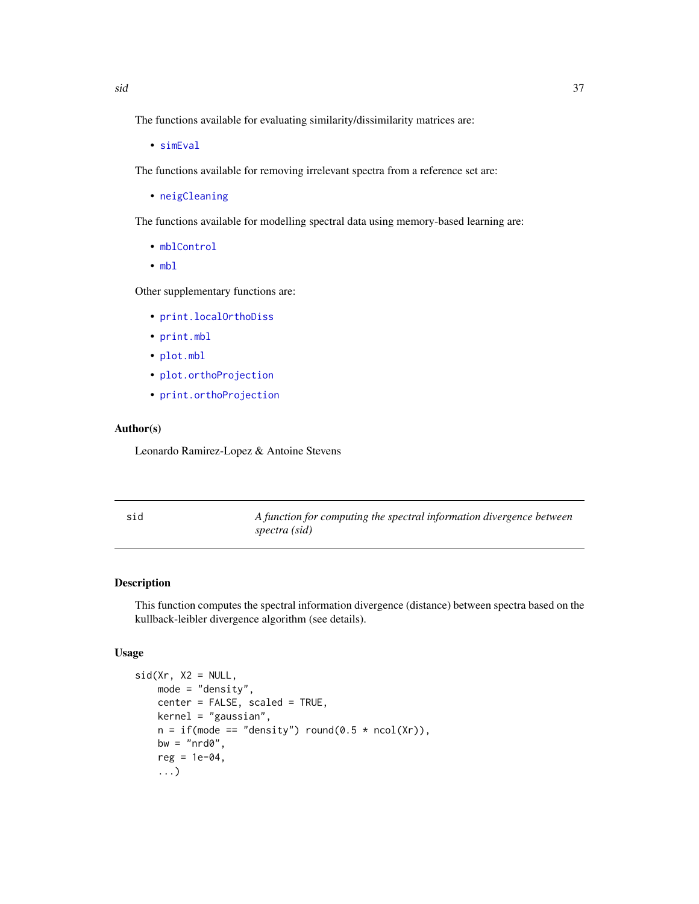The functions available for evaluating similarity/dissimilarity matrices are:

- `simEval`

The functions available for removing irrelevant spectra from a reference set are:

- `neigCleaning`

The functions available for modelling spectral data using memory-based learning are:

- `mblControl`
- `mbl`

Other supplementary functions are:

- `print.localOrthoDiss`
- `print.mbl`
- `plot.mbl`
- `plot.orthoProjection`
- `print.orthoProjection`

### Author(s)

Leonardo Ramirez-Lopez & Antoine Stevens

---

## sid — *A function for computing the spectral information divergence between spectra (sid)*

---

### Description

This function computes the spectral information divergence (distance) between spectra based on the kullback-leibler divergence algorithm (see details).

### Usage

```
sid(Xr, X2 = NULL,
    mode = "density",
    center = FALSE, scaled = TRUE,
    kernel = "gaussian",
    n = if(mode == "density") round(0.5 * ncol(Xr)),
    bw = "nrd0",
    reg = 1e-04,
    ...)
```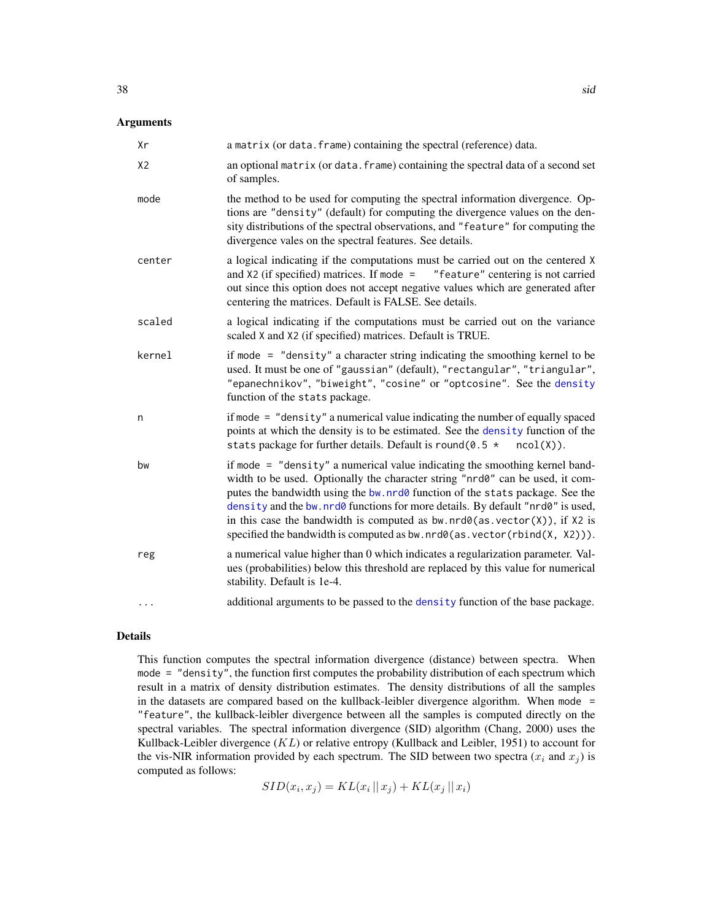## Arguments

| | |
|---|---|
| `Xr` | a `matrix` (or `data.frame`) containing the spectral (reference) data. |
| `X2` | an optional `matrix` (or `data.frame`) containing the spectral data of a second set of samples. |
| `mode` | the method to be used for computing the spectral information divergence. Options are `"density"` (default) for computing the divergence values on the density distributions of the spectral observations, and `"feature"` for computing the divergence vales on the spectral features. See details. |
| `center` | a logical indicating if the computations must be carried out on the centered `X` and `X2` (if specified) matrices. If `mode = "feature"` centering is not carried out since this option does not accept negative values which are generated after centering the matrices. Default is FALSE. See details. |
| `scaled` | a logical indicating if the computations must be carried out on the variance scaled `X` and `X2` (if specified) matrices. Default is TRUE. |
| `kernel` | if `mode = "density"` a character string indicating the smoothing kernel to be used. It must be one of `"gaussian"` (default), `"rectangular"`, `"triangular"`, `"epanechnikov"`, `"biweight"`, `"cosine"` or `"optcosine"`. See the `density` function of the `stats` package. |
| `n` | if `mode = "density"` a numerical value indicating the number of equally spaced points at which the density is to be estimated. See the `density` function of the `stats` package for further details. Default is `round(0.5 * ncol(X))`. |
| `bw` | if `mode = "density"` a numerical value indicating the smoothing kernel bandwidth to be used. Optionally the character string `"nrd0"` can be used, it computes the bandwidth using the `bw.nrd0` function of the `stats` package. See the `density` and the `bw.nrd0` functions for more details. By default `"nrd0"` is used, in this case the bandwidth is computed as `bw.nrd0(as.vector(X))`, if `X2` is specified the bandwidth is computed as `bw.nrd0(as.vector(rbind(X, X2)))`. |
| `reg` | a numerical value higher than 0 which indicates a regularization parameter. Values (probabilities) below this threshold are replaced by this value for numerical stability. Default is 1e-4. |
| `...` | additional arguments to be passed to the `density` function of the base package. |

## Details

This function computes the spectral information divergence (distance) between spectra. When `mode = "density"`, the function first computes the probability distribution of each spectrum which result in a matrix of density distribution estimates. The density distributions of all the samples in the datasets are compared based on the kullback-leibler divergence algorithm. When `mode = "feature"`, the kullback-leibler divergence between all the samples is computed directly on the spectral variables. The spectral information divergence (SID) algorithm (Chang, 2000) uses the Kullback-Leibler divergence ($KL$) or relative entropy (Kullback and Leibler, 1951) to account for the vis-NIR information provided by each spectrum. The SID between two spectra ($x_i$ and $x_j$) is computed as follows:

$$SID(x_i, x_j) = KL(x_i \,||\, x_j) + KL(x_j \,||\, x_i)$$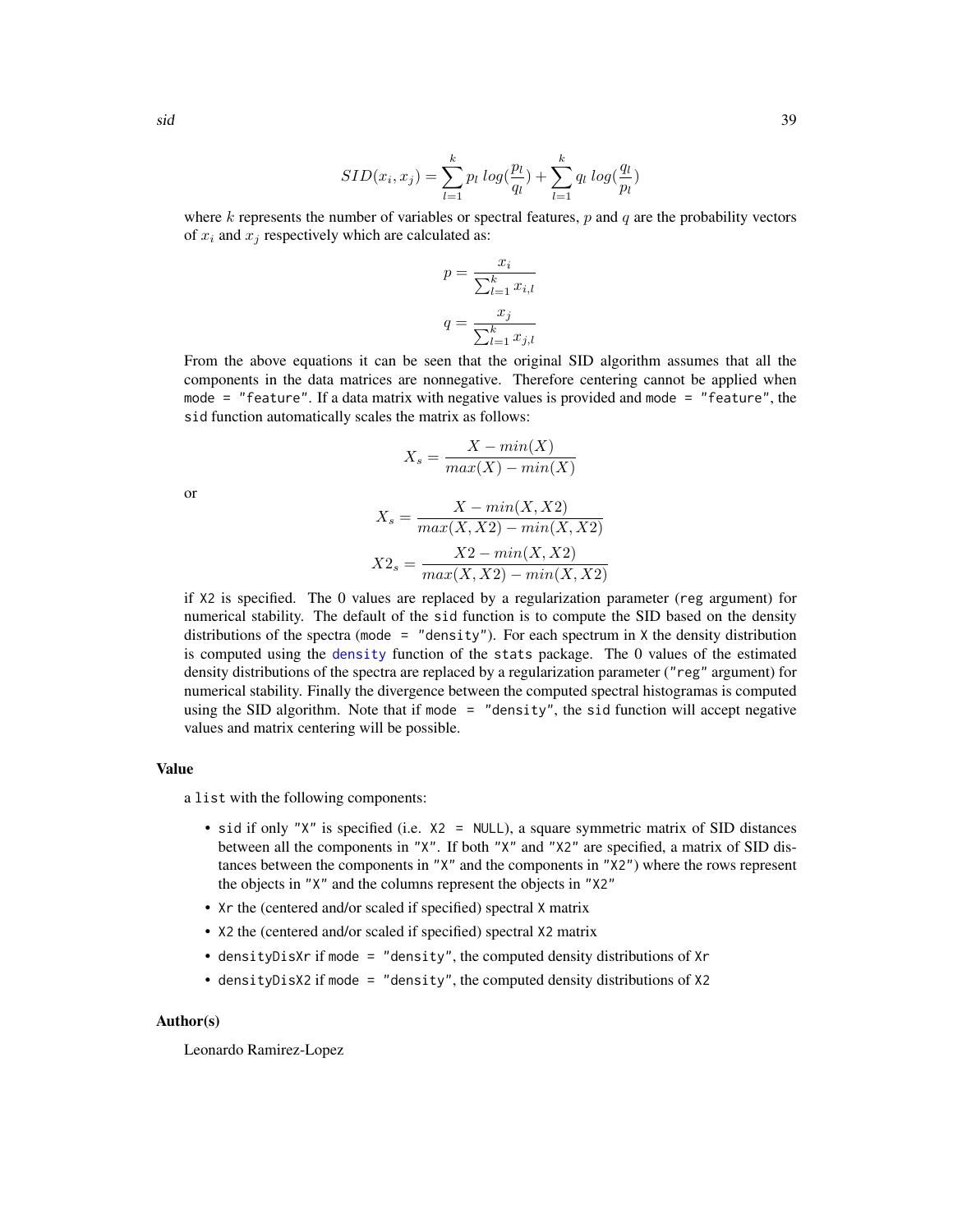$$SID(x_i, x_j) = \sum_{l=1}^{k} p_l \; log(\frac{p_l}{q_l}) + \sum_{l=1}^{k} q_l \; log(\frac{q_l}{p_l})$$

where $k$ represents the number of variables or spectral features, $p$ and $q$ are the probability vectors of $x_i$ and $x_j$ respectively which are calculated as:

$$p = \frac{x_i}{\sum_{l=1}^{k} x_{i,l}}$$

$$q = \frac{x_j}{\sum_{l=1}^{k} x_{j,l}}$$

From the above equations it can be seen that the original SID algorithm assumes that all the components in the data matrices are nonnegative. Therefore centering cannot be applied when `mode = "feature"`. If a data matrix with negative values is provided and `mode = "feature"`, the `sid` function automatically scales the matrix as follows:

$$X_s = \frac{X - min(X)}{max(X) - min(X)}$$

or

$$X_s = \frac{X - min(X, X2)}{max(X, X2) - min(X, X2)}$$

$$X2_s = \frac{X2 - min(X, X2)}{max(X, X2) - min(X, X2)}$$

if `X2` is specified. The 0 values are replaced by a regularization parameter (`reg` argument) for numerical stability. The default of the `sid` function is to compute the SID based on the density distributions of the spectra (`mode = "density"`). For each spectrum in `X` the density distribution is computed using the `density` function of the `stats` package. The 0 values of the estimated density distributions of the spectra are replaced by a regularization parameter (`"reg"` argument) for numerical stability. Finally the divergence between the computed spectral histogramas is computed using the SID algorithm. Note that if `mode = "density"`, the `sid` function will accept negative values and matrix centering will be possible.

## Value

a `list` with the following components:

- `sid` if only `"X"` is specified (i.e. `X2 = NULL`), a square symmetric matrix of SID distances between all the components in `"X"`. If both `"X"` and `"X2"` are specified, a matrix of SID distances between the components in `"X"` and the components in `"X2"`) where the rows represent the objects in `"X"` and the columns represent the objects in `"X2"`
- `Xr` the (centered and/or scaled if specified) spectral `X` matrix
- `X2` the (centered and/or scaled if specified) spectral `X2` matrix
- `densityDisXr` if `mode = "density"`, the computed density distributions of `Xr`
- `densityDisX2` if `mode = "density"`, the computed density distributions of `X2`

## Author(s)

Leonardo Ramirez-Lopez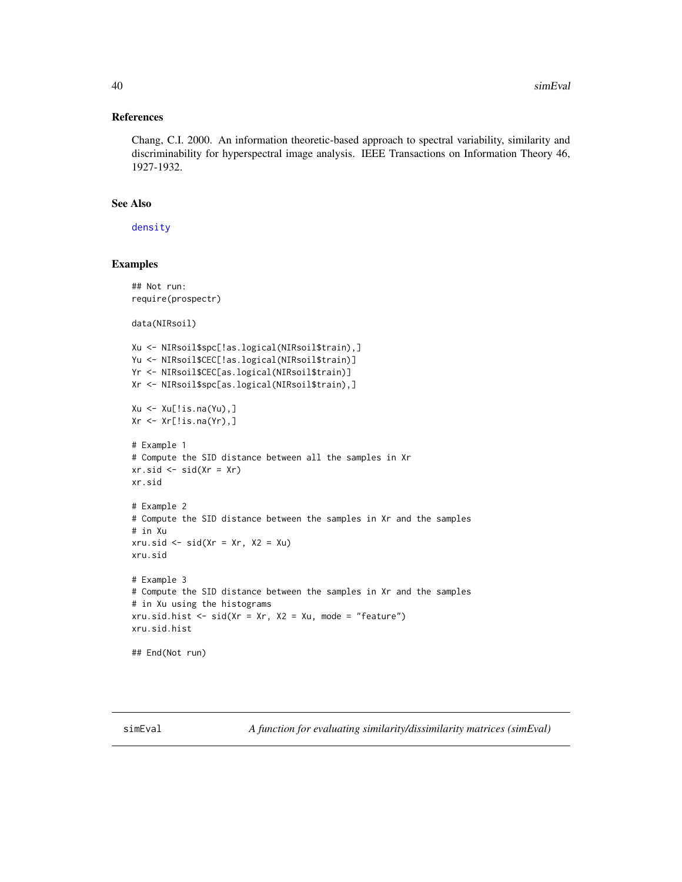## References

Chang, C.I. 2000. An information theoretic-based approach to spectral variability, similarity and discriminability for hyperspectral image analysis. IEEE Transactions on Information Theory 46, 1927-1932.

## See Also

density

## Examples

```
## Not run:
require(prospectr)

data(NIRsoil)

Xu <- NIRsoil$spc[!as.logical(NIRsoil$train),]
Yu <- NIRsoil$CEC[!as.logical(NIRsoil$train)]
Yr <- NIRsoil$CEC[as.logical(NIRsoil$train)]
Xr <- NIRsoil$spc[as.logical(NIRsoil$train),]

Xu <- Xu[!is.na(Yu),]
Xr <- Xr[!is.na(Yr),]

# Example 1
# Compute the SID distance between all the samples in Xr
xr.sid <- sid(Xr = Xr)
xr.sid

# Example 2
# Compute the SID distance between the samples in Xr and the samples
# in Xu
xru.sid <- sid(Xr = Xr, X2 = Xu)
xru.sid

# Example 3
# Compute the SID distance between the samples in Xr and the samples
# in Xu using the histograms
xru.sid.hist <- sid(Xr = Xr, X2 = Xu, mode = "feature")
xru.sid.hist

## End(Not run)
```

---

simEval *A function for evaluating similarity/dissimilarity matrices (simEval)*

---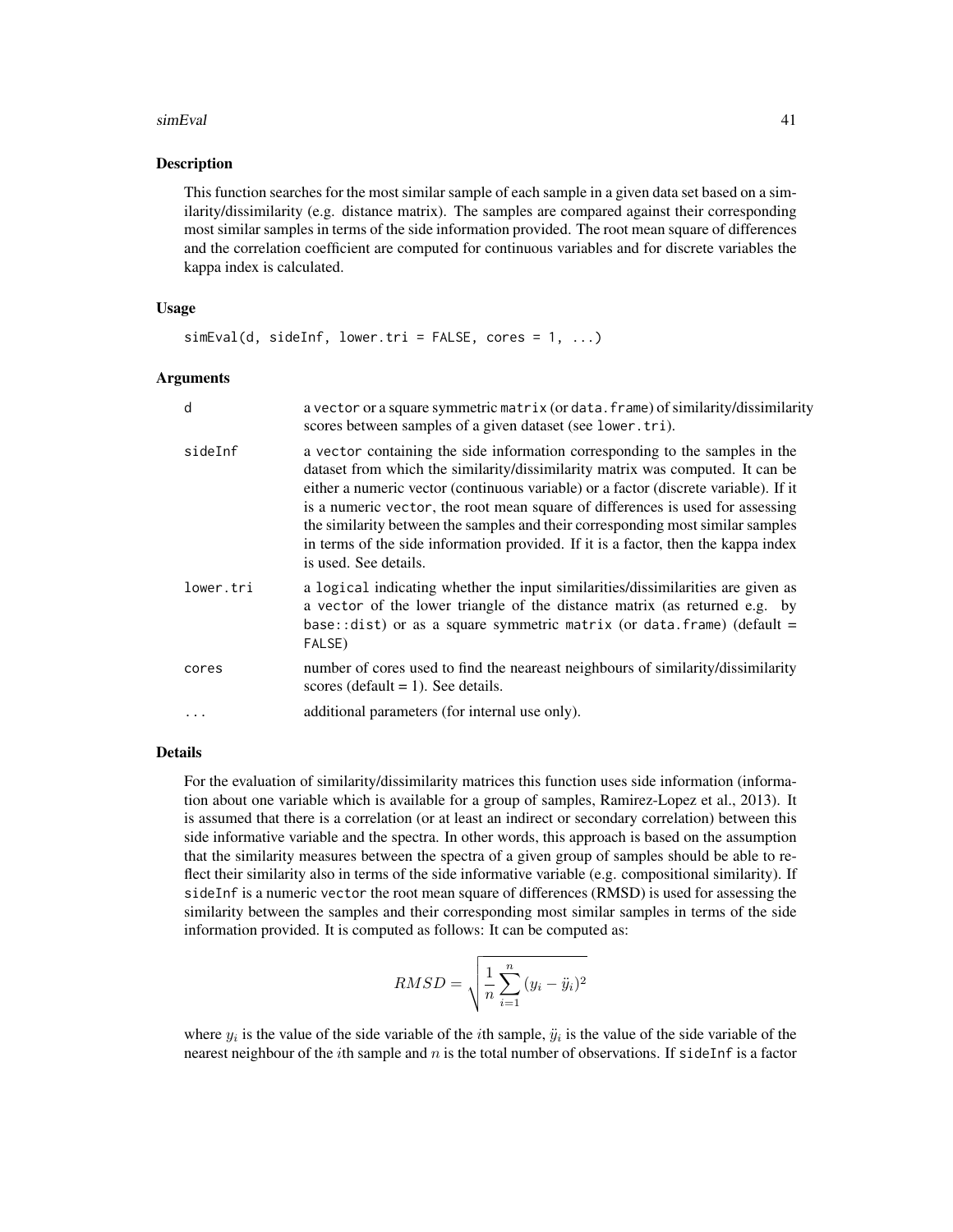## Description

This function searches for the most similar sample of each sample in a given data set based on a similarity/dissimilarity (e.g. distance matrix). The samples are compared against their corresponding most similar samples in terms of the side information provided. The root mean square of differences and the correlation coefficient are computed for continuous variables and for discrete variables the kappa index is calculated.

## Usage

```
simEval(d, sideInf, lower.tri = FALSE, cores = 1, ...)
```

## Arguments

| | |
|---|---|
| d | a vector or a square symmetric matrix (or data.frame) of similarity/dissimilarity scores between samples of a given dataset (see lower.tri). |
| sideInf | a vector containing the side information corresponding to the samples in the dataset from which the similarity/dissimilarity matrix was computed. It can be either a numeric vector (continuous variable) or a factor (discrete variable). If it is a numeric vector, the root mean square of differences is used for assessing the similarity between the samples and their corresponding most similar samples in terms of the side information provided. If it is a factor, then the kappa index is used. See details. |
| lower.tri | a logical indicating whether the input similarities/dissimilarities are given as a vector of the lower triangle of the distance matrix (as returned e.g. by base::dist) or as a square symmetric matrix (or data.frame) (default = FALSE) |
| cores | number of cores used to find the neareast neighbours of similarity/dissimilarity scores (default = 1). See details. |
| ... | additional parameters (for internal use only). |

## Details

For the evaluation of similarity/dissimilarity matrices this function uses side information (information about one variable which is available for a group of samples, Ramirez-Lopez et al., 2013). It is assumed that there is a correlation (or at least an indirect or secondary correlation) between this side informative variable and the spectra. In other words, this approach is based on the assumption that the similarity measures between the spectra of a given group of samples should be able to reflect their similarity also in terms of the side informative variable (e.g. compositional similarity). If sideInf is a numeric vector the root mean square of differences (RMSD) is used for assessing the similarity between the samples and their corresponding most similar samples in terms of the side information provided. It is computed as follows: It can be computed as:

$$RMSD = \sqrt{\frac{1}{n} \sum_{i=1}^{n} (y_i - \ddot{y}_i)^2}$$

where $y_i$ is the value of the side variable of the $i$th sample, $\ddot{y}_i$ is the value of the side variable of the nearest neighbour of the $i$th sample and $n$ is the total number of observations. If sideInf is a factor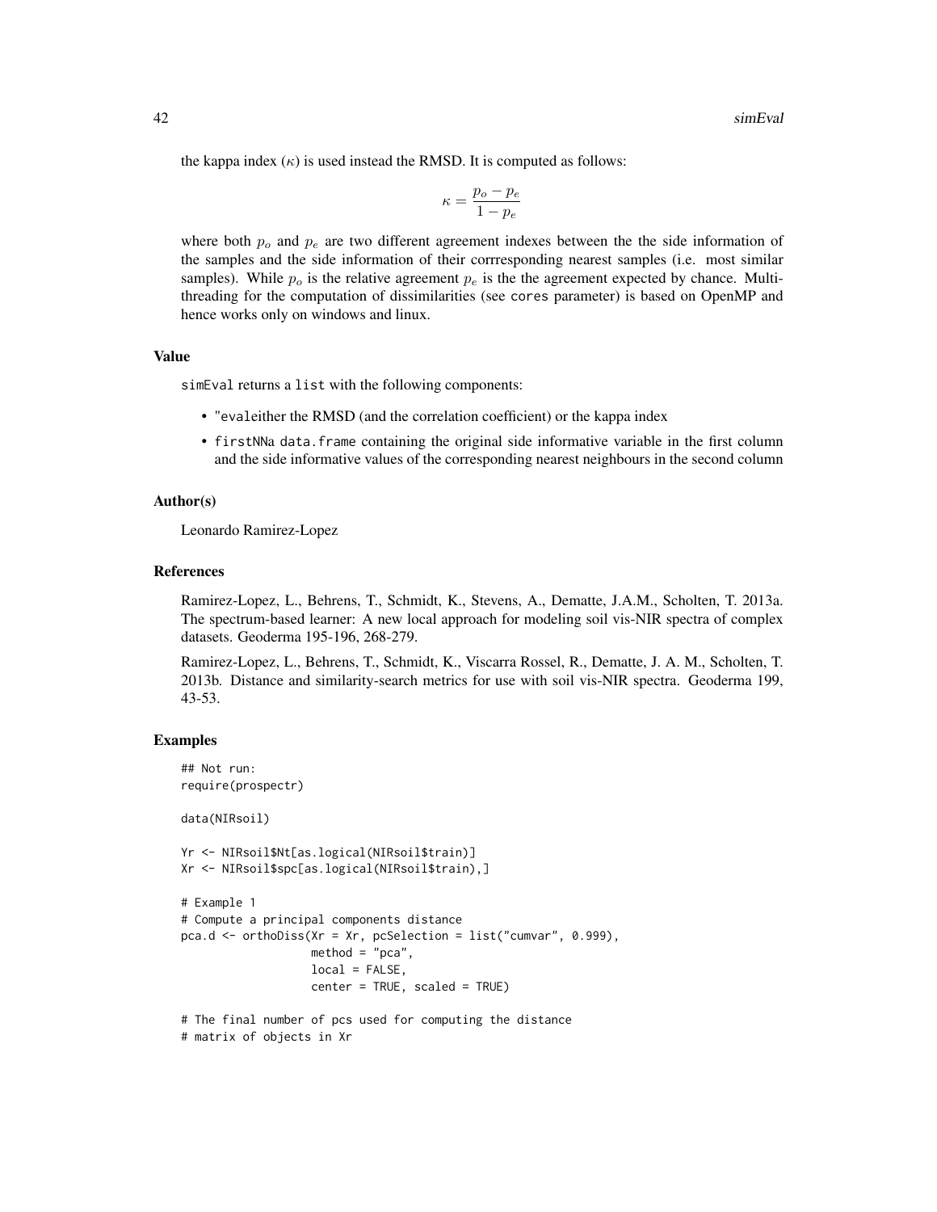the kappa index ($\kappa$) is used instead the RMSD. It is computed as follows:

$$\kappa = \frac{p_o - p_e}{1 - p_e}$$

where both $p_o$ and $p_e$ are two different agreement indexes between the the side information of the samples and the side information of their corrresponding nearest samples (i.e. most similar samples). While $p_o$ is the relative agreement $p_e$ is the the agreement expected by chance. Multi-threading for the computation of dissimilarities (see cores parameter) is based on OpenMP and hence works only on windows and linux.

## Value

simEval returns a list with the following components:

- "evaleither the RMSD (and the correlation coefficient) or the kappa index
- firstNNa data.frame containing the original side informative variable in the first column and the side informative values of the corresponding nearest neighbours in the second column

## Author(s)

Leonardo Ramirez-Lopez

## References

Ramirez-Lopez, L., Behrens, T., Schmidt, K., Stevens, A., Dematte, J.A.M., Scholten, T. 2013a. The spectrum-based learner: A new local approach for modeling soil vis-NIR spectra of complex datasets. Geoderma 195-196, 268-279.

Ramirez-Lopez, L., Behrens, T., Schmidt, K., Viscarra Rossel, R., Dematte, J. A. M., Scholten, T. 2013b. Distance and similarity-search metrics for use with soil vis-NIR spectra. Geoderma 199, 43-53.

## Examples

```
## Not run:
require(prospectr)

data(NIRsoil)

Yr <- NIRsoil$Nt[as.logical(NIRsoil$train)]
Xr <- NIRsoil$spc[as.logical(NIRsoil$train),]

# Example 1
# Compute a principal components distance
pca.d <- orthoDiss(Xr = Xr, pcSelection = list("cumvar", 0.999),
                   method = "pca",
                   local = FALSE,
                   center = TRUE, scaled = TRUE)

# The final number of pcs used for computing the distance
# matrix of objects in Xr
```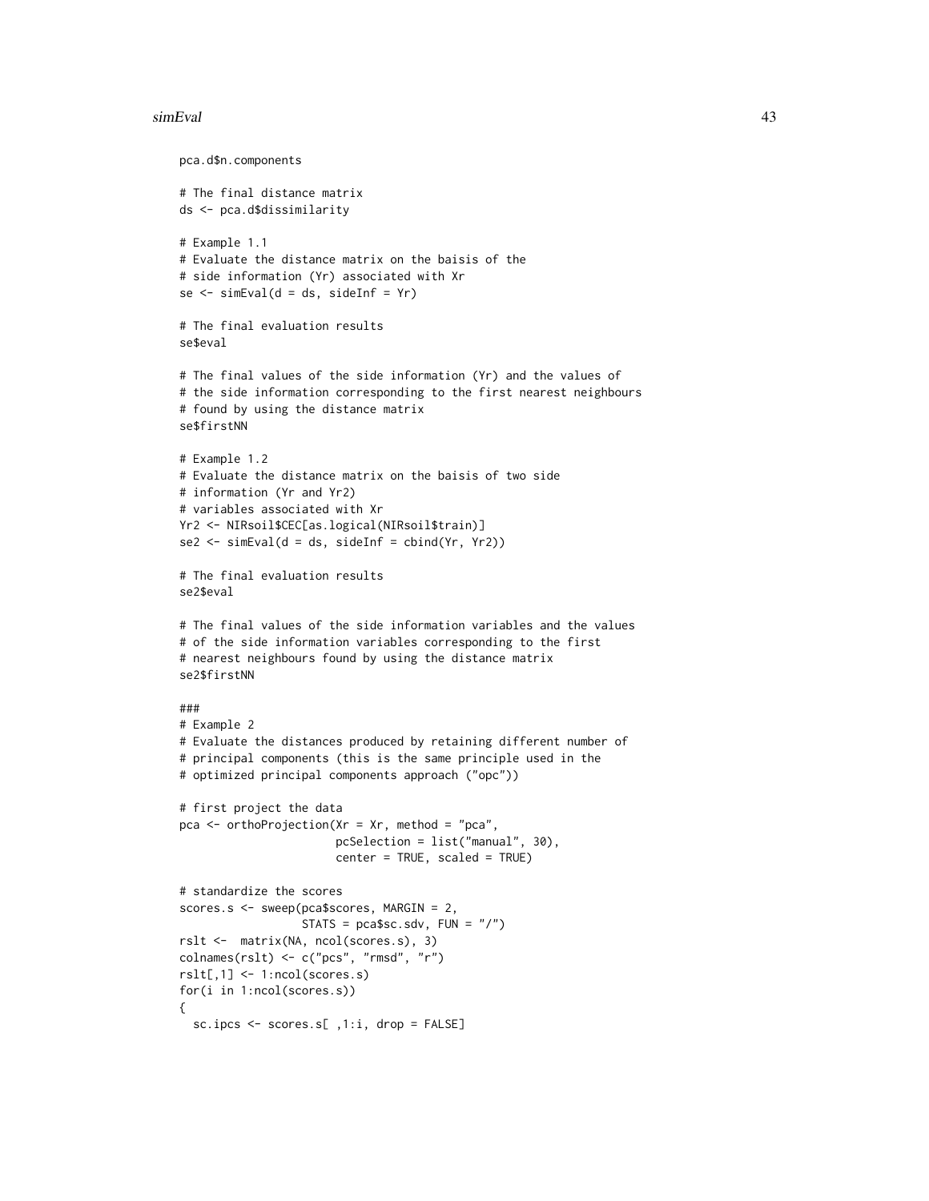```r
pca.d$n.components

# The final distance matrix
ds <- pca.d$dissimilarity

# Example 1.1
# Evaluate the distance matrix on the baisis of the
# side information (Yr) associated with Xr
se <- simEval(d = ds, sideInf = Yr)

# The final evaluation results
se$eval

# The final values of the side information (Yr) and the values of
# the side information corresponding to the first nearest neighbours
# found by using the distance matrix
se$firstNN

# Example 1.2
# Evaluate the distance matrix on the baisis of two side
# information (Yr and Yr2)
# variables associated with Xr
Yr2 <- NIRsoil$CEC[as.logical(NIRsoil$train)]
se2 <- simEval(d = ds, sideInf = cbind(Yr, Yr2))

# The final evaluation results
se2$eval

# The final values of the side information variables and the values
# of the side information variables corresponding to the first
# nearest neighbours found by using the distance matrix
se2$firstNN

###
# Example 2
# Evaluate the distances produced by retaining different number of
# principal components (this is the same principle used in the
# optimized principal components approach ("opc"))

# first project the data
pca <- orthoProjection(Xr = Xr, method = "pca",
                       pcSelection = list("manual", 30),
                       center = TRUE, scaled = TRUE)

# standardize the scores
scores.s <- sweep(pca$scores, MARGIN = 2,
                  STATS = pca$sc.sdv, FUN = "/")
rslt <-  matrix(NA, ncol(scores.s), 3)
colnames(rslt) <- c("pcs", "rmsd", "r")
rslt[,1] <- 1:ncol(scores.s)
for(i in 1:ncol(scores.s))
{
  sc.ipcs <- scores.s[ ,1:i, drop = FALSE]
```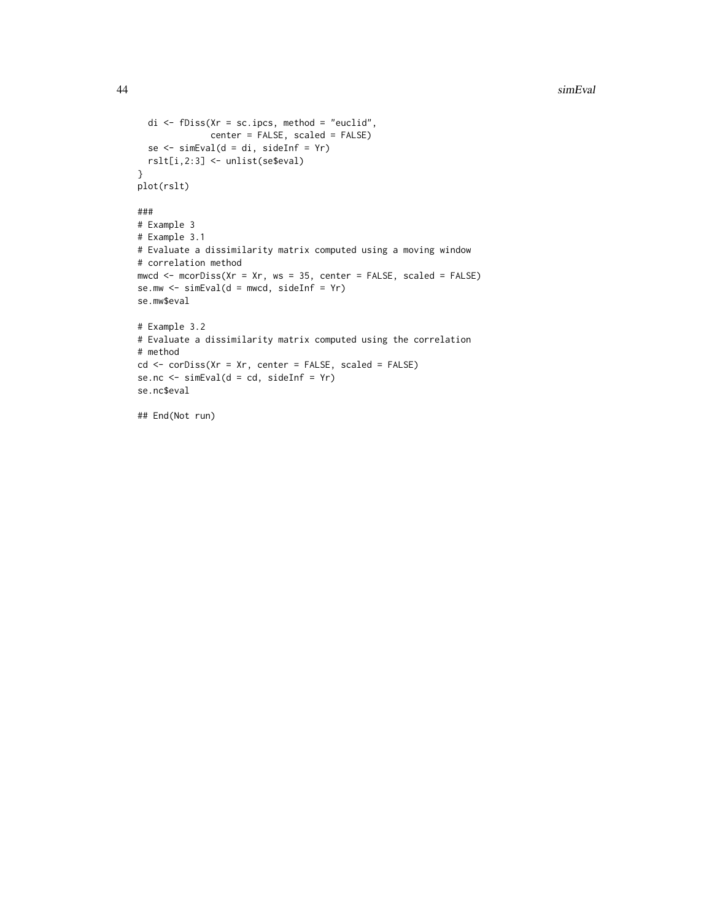```
  di <- fDiss(Xr = sc.ipcs, method = "euclid",
              center = FALSE, scaled = FALSE)
  se <- simEval(d = di, sideInf = Yr)
  rslt[i,2:3] <- unlist(se$eval)
}
plot(rslt)

###
# Example 3
# Example 3.1
# Evaluate a dissimilarity matrix computed using a moving window
# correlation method
mwcd <- mcorDiss(Xr = Xr, ws = 35, center = FALSE, scaled = FALSE)
se.mw <- simEval(d = mwcd, sideInf = Yr)
se.mw$eval

# Example 3.2
# Evaluate a dissimilarity matrix computed using the correlation
# method
cd <- corDiss(Xr = Xr, center = FALSE, scaled = FALSE)
se.nc <- simEval(d = cd, sideInf = Yr)
se.nc$eval

## End(Not run)
```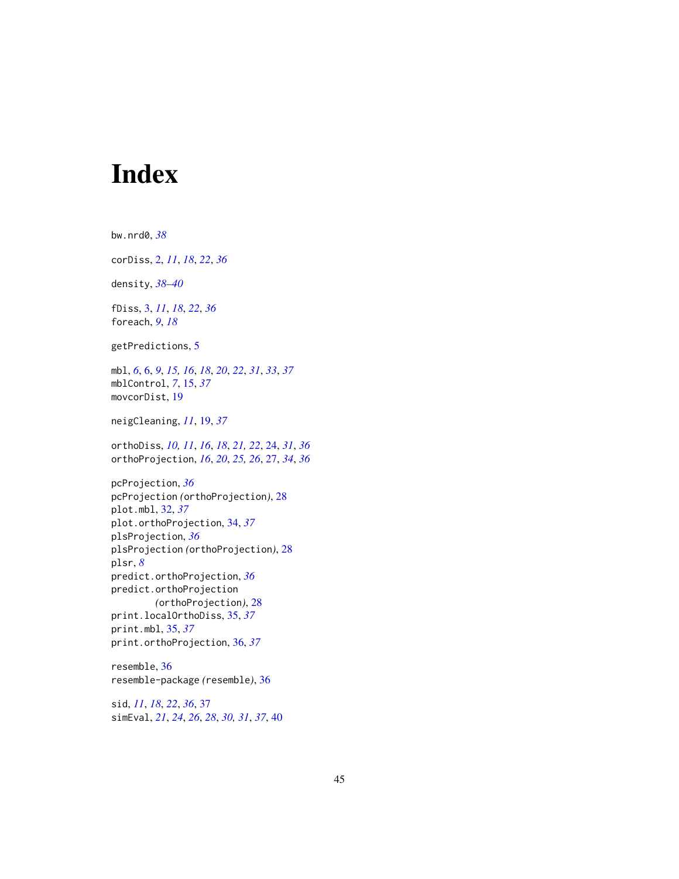# Index

bw.nrd0, *38*

corDiss, 2, *11*, *18*, *22*, *36*

density, *38–40*

fDiss, 3, *11*, *18*, *22*, *36*
foreach, *9*, *18*

getPredictions, 5

mbl, *6*, 6, *9*, *15, 16*, *18*, *20*, *22*, *31*, *33*, *37*
mblControl, *7*, 15, *37*
movcorDist, 19

neigCleaning, *11*, 19, *37*

orthoDiss, *10, 11*, *16*, *18*, *21, 22*, 24, *31*, *36*
orthoProjection, *16*, *20*, *25, 26*, 27, *34*, *36*

pcProjection, *36*
pcProjection *(*orthoProjection*)*, 28
plot.mbl, 32, *37*
plot.orthoProjection, 34, *37*
plsProjection, *36*
plsProjection *(*orthoProjection*)*, 28
plsr, *8*
predict.orthoProjection, *36*
predict.orthoProjection *(*orthoProjection*)*, 28
print.localOrthoDiss, 35, *37*
print.mbl, 35, *37*
print.orthoProjection, 36, *37*

resemble, 36
resemble-package *(*resemble*)*, 36

sid, *11*, *18*, *22*, *36*, 37
simEval, *21*, *24*, *26*, *28*, *30, 31*, *37*, 40